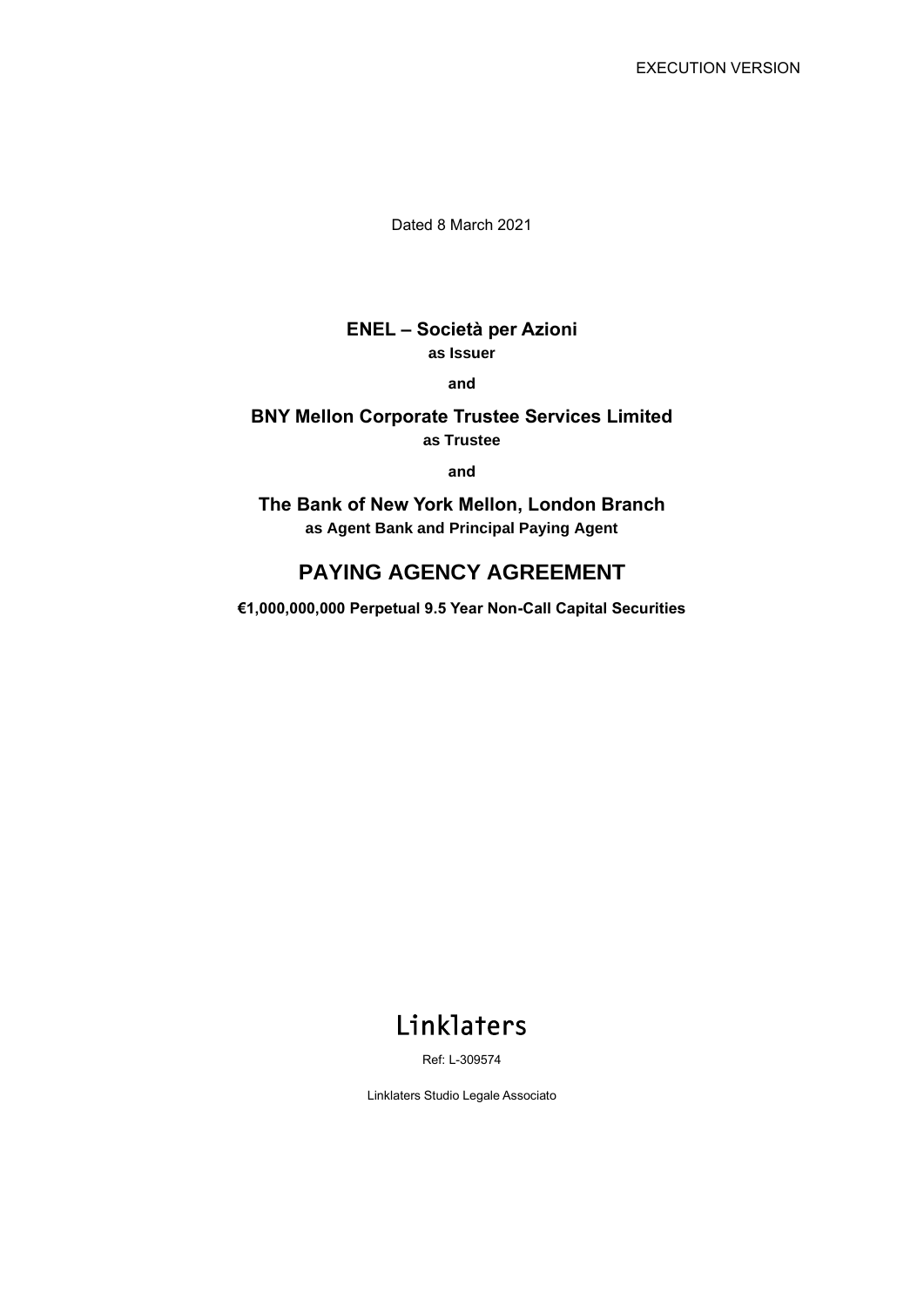EXECUTION VERSION

Dated 8 March 2021

**ENEL – Società per Azioni**
**as Issuer**

**and**

**BNY Mellon Corporate Trustee Services Limited**
**as Trustee**

**and**

**The Bank of New York Mellon, London Branch**
**as Agent Bank and Principal Paying Agent**

# PAYING AGENCY AGREEMENT

**€1,000,000,000 Perpetual 9.5 Year Non-Call Capital Securities**

Linklaters

Ref: L-309574

Linklaters Studio Legale Associato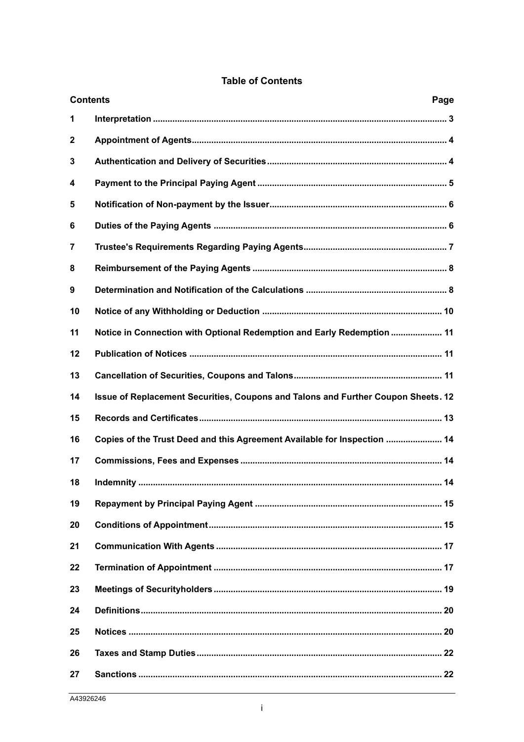# Table of Contents

| Contents | | Page |
|---|---|---|
| 1 | Interpretation | 3 |
| 2 | Appointment of Agents | 4 |
| 3 | Authentication and Delivery of Securities | 4 |
| 4 | Payment to the Principal Paying Agent | 5 |
| 5 | Notification of Non-payment by the Issuer | 6 |
| 6 | Duties of the Paying Agents | 6 |
| 7 | Trustee's Requirements Regarding Paying Agents | 7 |
| 8 | Reimbursement of the Paying Agents | 8 |
| 9 | Determination and Notification of the Calculations | 8 |
| 10 | Notice of any Withholding or Deduction | 10 |
| 11 | Notice in Connection with Optional Redemption and Early Redemption | 11 |
| 12 | Publication of Notices | 11 |
| 13 | Cancellation of Securities, Coupons and Talons | 11 |
| 14 | Issue of Replacement Securities, Coupons and Talons and Further Coupon Sheets | 12 |
| 15 | Records and Certificates | 13 |
| 16 | Copies of the Trust Deed and this Agreement Available for Inspection | 14 |
| 17 | Commissions, Fees and Expenses | 14 |
| 18 | Indemnity | 14 |
| 19 | Repayment by Principal Paying Agent | 15 |
| 20 | Conditions of Appointment | 15 |
| 21 | Communication With Agents | 17 |
| 22 | Termination of Appointment | 17 |
| 23 | Meetings of Securityholders | 19 |
| 24 | Definitions | 20 |
| 25 | Notices | 20 |
| 26 | Taxes and Stamp Duties | 22 |
| 27 | Sanctions | 22 |

A43926246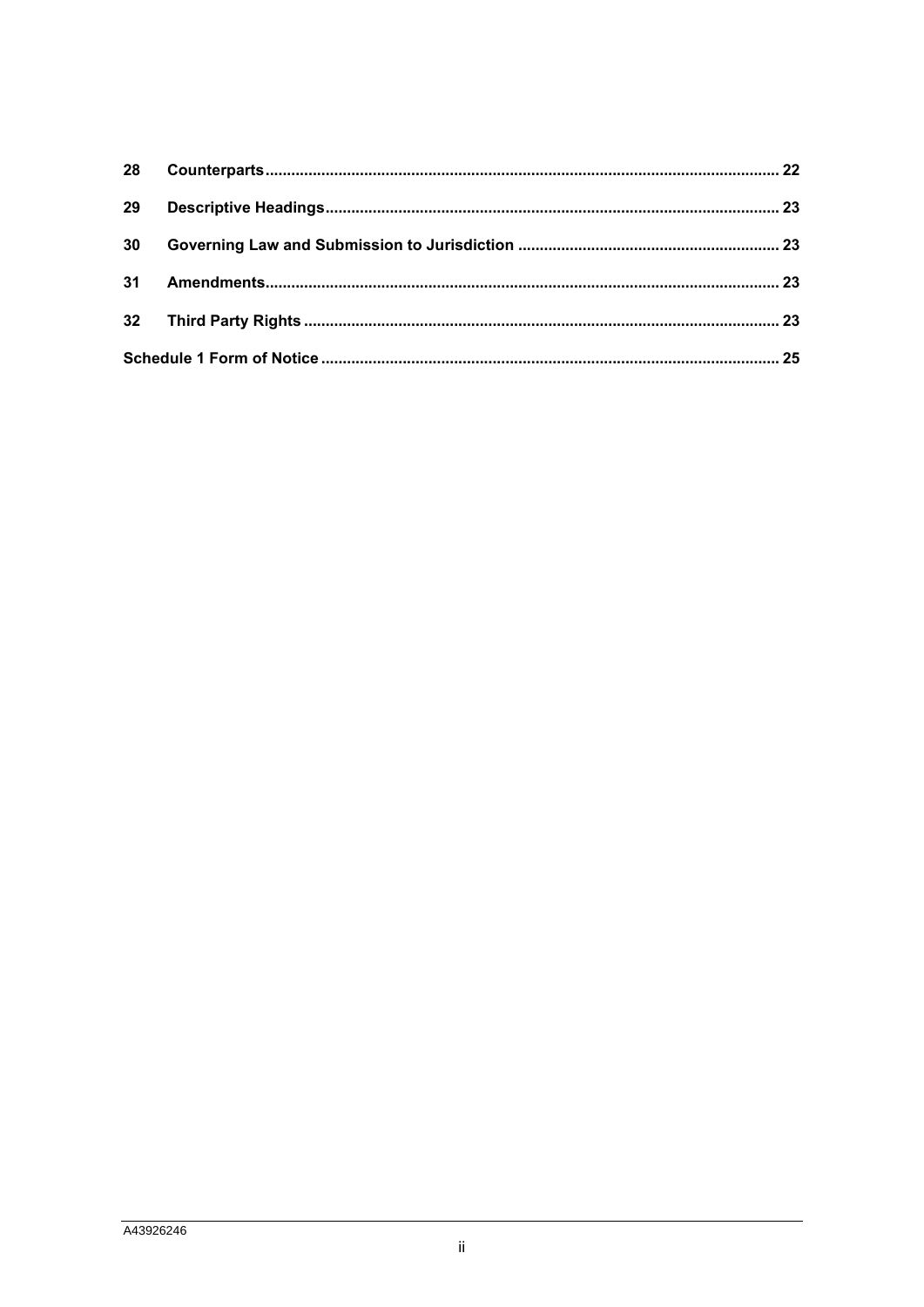| | | |
|---|---|---|
| 28 | **Counterparts** | 22 |
| 29 | **Descriptive Headings** | 23 |
| 30 | **Governing Law and Submission to Jurisdiction** | 23 |
| 31 | **Amendments** | 23 |
| 32 | **Third Party Rights** | 23 |
| **Schedule 1 Form of Notice** | | 25 |

A43926246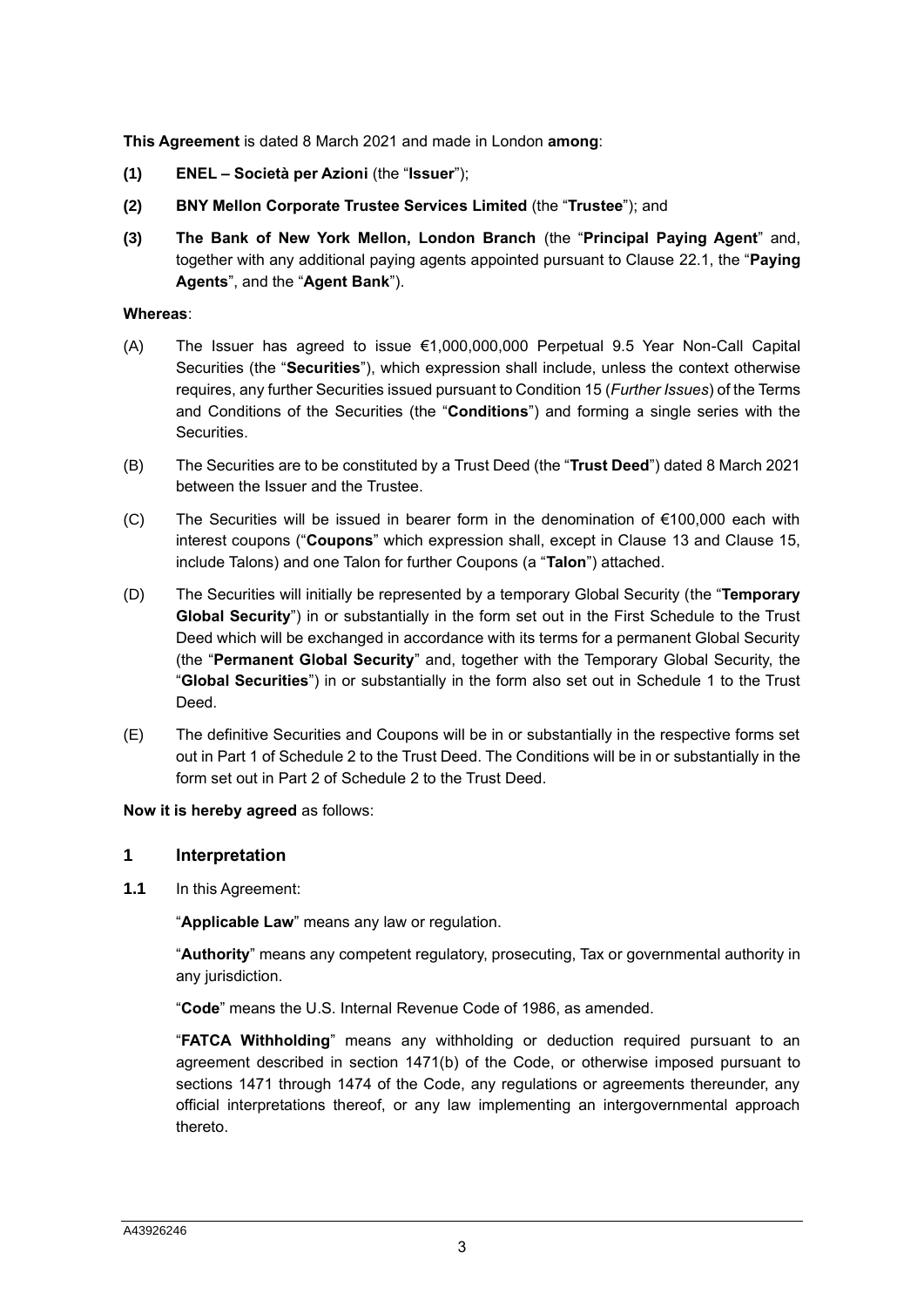**This Agreement** is dated 8 March 2021 and made in London **among**:

**(1) ENEL – Società per Azioni** (the "**Issuer**");

**(2) BNY Mellon Corporate Trustee Services Limited** (the "**Trustee**"); and

**(3) The Bank of New York Mellon, London Branch** (the "**Principal Paying Agent**" and, together with any additional paying agents appointed pursuant to Clause 22.1, the "**Paying Agents**", and the "**Agent Bank**").

**Whereas**:

(A) The Issuer has agreed to issue €1,000,000,000 Perpetual 9.5 Year Non-Call Capital Securities (the "**Securities**"), which expression shall include, unless the context otherwise requires, any further Securities issued pursuant to Condition 15 (*Further Issues*) of the Terms and Conditions of the Securities (the "**Conditions**") and forming a single series with the Securities.

(B) The Securities are to be constituted by a Trust Deed (the "**Trust Deed**") dated 8 March 2021 between the Issuer and the Trustee.

(C) The Securities will be issued in bearer form in the denomination of €100,000 each with interest coupons ("**Coupons**" which expression shall, except in Clause 13 and Clause 15, include Talons) and one Talon for further Coupons (a "**Talon**") attached.

(D) The Securities will initially be represented by a temporary Global Security (the "**Temporary Global Security**") in or substantially in the form set out in the First Schedule to the Trust Deed which will be exchanged in accordance with its terms for a permanent Global Security (the "**Permanent Global Security**" and, together with the Temporary Global Security, the "**Global Securities**") in or substantially in the form also set out in Schedule 1 to the Trust Deed.

(E) The definitive Securities and Coupons will be in or substantially in the respective forms set out in Part 1 of Schedule 2 to the Trust Deed. The Conditions will be in or substantially in the form set out in Part 2 of Schedule 2 to the Trust Deed.

**Now it is hereby agreed** as follows:

## 1 Interpretation

**1.1** In this Agreement:

"**Applicable Law**" means any law or regulation.

"**Authority**" means any competent regulatory, prosecuting, Tax or governmental authority in any jurisdiction.

"**Code**" means the U.S. Internal Revenue Code of 1986, as amended.

"**FATCA Withholding**" means any withholding or deduction required pursuant to an agreement described in section 1471(b) of the Code, or otherwise imposed pursuant to sections 1471 through 1474 of the Code, any regulations or agreements thereunder, any official interpretations thereof, or any law implementing an intergovernmental approach thereto.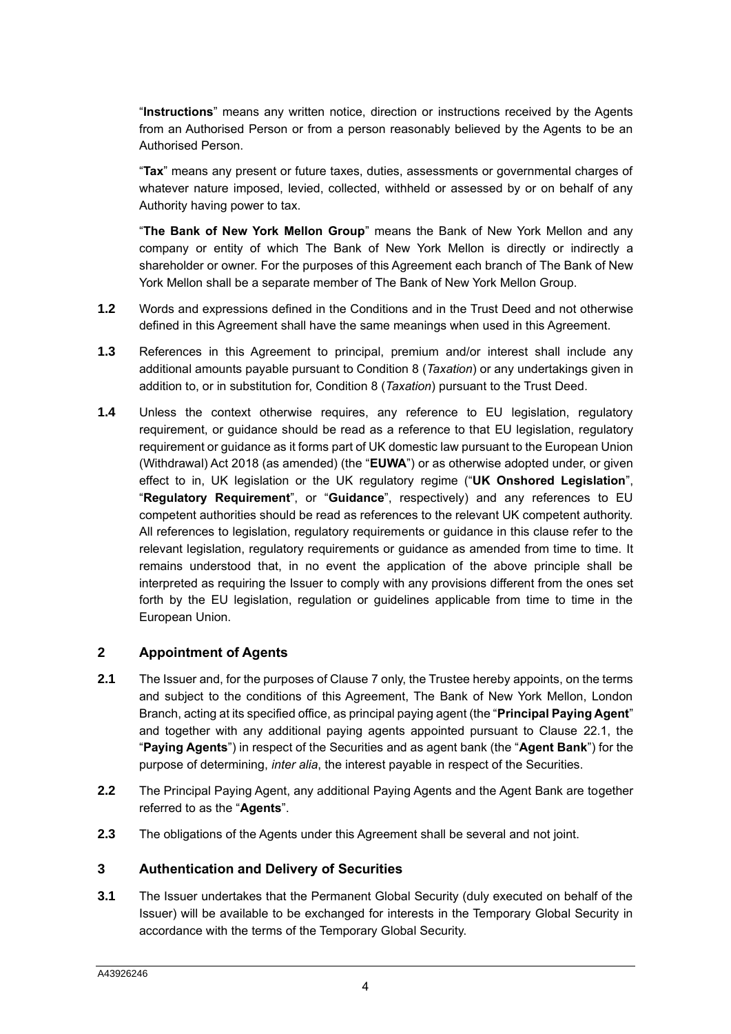"**Instructions**" means any written notice, direction or instructions received by the Agents from an Authorised Person or from a person reasonably believed by the Agents to be an Authorised Person.

"**Tax**" means any present or future taxes, duties, assessments or governmental charges of whatever nature imposed, levied, collected, withheld or assessed by or on behalf of any Authority having power to tax.

"**The Bank of New York Mellon Group**" means the Bank of New York Mellon and any company or entity of which The Bank of New York Mellon is directly or indirectly a shareholder or owner. For the purposes of this Agreement each branch of The Bank of New York Mellon shall be a separate member of The Bank of New York Mellon Group.

**1.2** Words and expressions defined in the Conditions and in the Trust Deed and not otherwise defined in this Agreement shall have the same meanings when used in this Agreement.

**1.3** References in this Agreement to principal, premium and/or interest shall include any additional amounts payable pursuant to Condition 8 (*Taxation*) or any undertakings given in addition to, or in substitution for, Condition 8 (*Taxation*) pursuant to the Trust Deed.

**1.4** Unless the context otherwise requires, any reference to EU legislation, regulatory requirement, or guidance should be read as a reference to that EU legislation, regulatory requirement or guidance as it forms part of UK domestic law pursuant to the European Union (Withdrawal) Act 2018 (as amended) (the "**EUWA**") or as otherwise adopted under, or given effect to in, UK legislation or the UK regulatory regime ("**UK Onshored Legislation**", "**Regulatory Requirement**", or "**Guidance**", respectively) and any references to EU competent authorities should be read as references to the relevant UK competent authority. All references to legislation, regulatory requirements or guidance in this clause refer to the relevant legislation, regulatory requirements or guidance as amended from time to time. It remains understood that, in no event the application of the above principle shall be interpreted as requiring the Issuer to comply with any provisions different from the ones set forth by the EU legislation, regulation or guidelines applicable from time to time in the European Union.

## 2 Appointment of Agents

**2.1** The Issuer and, for the purposes of Clause 7 only, the Trustee hereby appoints, on the terms and subject to the conditions of this Agreement, The Bank of New York Mellon, London Branch, acting at its specified office, as principal paying agent (the "**Principal Paying Agent**" and together with any additional paying agents appointed pursuant to Clause 22.1, the "**Paying Agents**") in respect of the Securities and as agent bank (the "**Agent Bank**") for the purpose of determining, *inter alia*, the interest payable in respect of the Securities.

**2.2** The Principal Paying Agent, any additional Paying Agents and the Agent Bank are together referred to as the "**Agents**".

**2.3** The obligations of the Agents under this Agreement shall be several and not joint.

## 3 Authentication and Delivery of Securities

**3.1** The Issuer undertakes that the Permanent Global Security (duly executed on behalf of the Issuer) will be available to be exchanged for interests in the Temporary Global Security in accordance with the terms of the Temporary Global Security.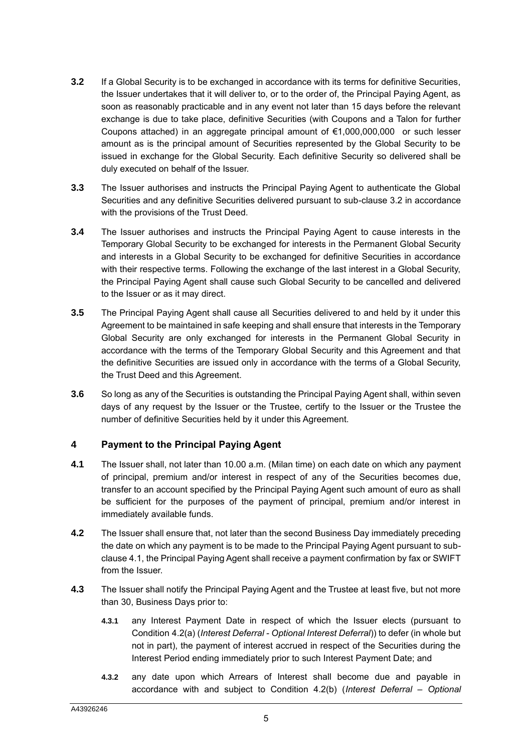**3.2** If a Global Security is to be exchanged in accordance with its terms for definitive Securities, the Issuer undertakes that it will deliver to, or to the order of, the Principal Paying Agent, as soon as reasonably practicable and in any event not later than 15 days before the relevant exchange is due to take place, definitive Securities (with Coupons and a Talon for further Coupons attached) in an aggregate principal amount of €1,000,000,000 or such lesser amount as is the principal amount of Securities represented by the Global Security to be issued in exchange for the Global Security. Each definitive Security so delivered shall be duly executed on behalf of the Issuer.

**3.3** The Issuer authorises and instructs the Principal Paying Agent to authenticate the Global Securities and any definitive Securities delivered pursuant to sub-clause 3.2 in accordance with the provisions of the Trust Deed.

**3.4** The Issuer authorises and instructs the Principal Paying Agent to cause interests in the Temporary Global Security to be exchanged for interests in the Permanent Global Security and interests in a Global Security to be exchanged for definitive Securities in accordance with their respective terms. Following the exchange of the last interest in a Global Security, the Principal Paying Agent shall cause such Global Security to be cancelled and delivered to the Issuer or as it may direct.

**3.5** The Principal Paying Agent shall cause all Securities delivered to and held by it under this Agreement to be maintained in safe keeping and shall ensure that interests in the Temporary Global Security are only exchanged for interests in the Permanent Global Security in accordance with the terms of the Temporary Global Security and this Agreement and that the definitive Securities are issued only in accordance with the terms of a Global Security, the Trust Deed and this Agreement.

**3.6** So long as any of the Securities is outstanding the Principal Paying Agent shall, within seven days of any request by the Issuer or the Trustee, certify to the Issuer or the Trustee the number of definitive Securities held by it under this Agreement.

## 4 Payment to the Principal Paying Agent

**4.1** The Issuer shall, not later than 10.00 a.m. (Milan time) on each date on which any payment of principal, premium and/or interest in respect of any of the Securities becomes due, transfer to an account specified by the Principal Paying Agent such amount of euro as shall be sufficient for the purposes of the payment of principal, premium and/or interest in immediately available funds.

**4.2** The Issuer shall ensure that, not later than the second Business Day immediately preceding the date on which any payment is to be made to the Principal Paying Agent pursuant to sub-clause 4.1, the Principal Paying Agent shall receive a payment confirmation by fax or SWIFT from the Issuer.

**4.3** The Issuer shall notify the Principal Paying Agent and the Trustee at least five, but not more than 30, Business Days prior to:

**4.3.1** any Interest Payment Date in respect of which the Issuer elects (pursuant to Condition 4.2(a) (*Interest Deferral - Optional Interest Deferral*)) to defer (in whole but not in part), the payment of interest accrued in respect of the Securities during the Interest Period ending immediately prior to such Interest Payment Date; and

**4.3.2** any date upon which Arrears of Interest shall become due and payable in accordance with and subject to Condition 4.2(b) (*Interest Deferral – Optional*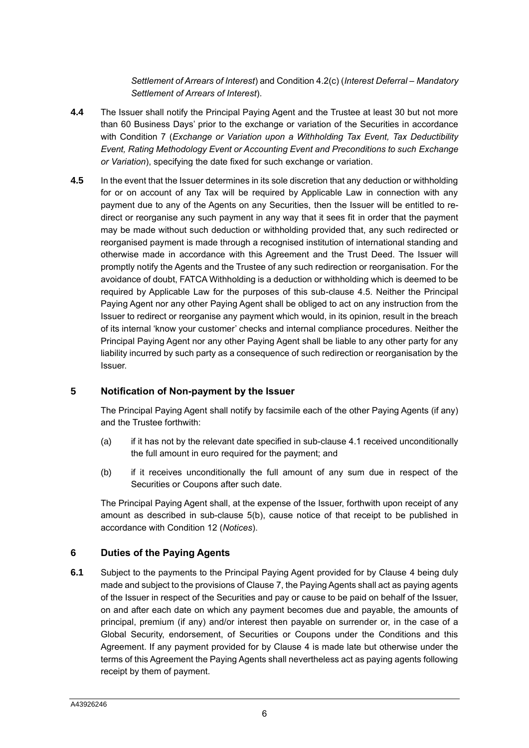*Settlement of Arrears of Interest*) and Condition 4.2(c) (*Interest Deferral – Mandatory Settlement of Arrears of Interest*).

**4.4** The Issuer shall notify the Principal Paying Agent and the Trustee at least 30 but not more than 60 Business Days' prior to the exchange or variation of the Securities in accordance with Condition 7 (*Exchange or Variation upon a Withholding Tax Event, Tax Deductibility Event, Rating Methodology Event or Accounting Event and Preconditions to such Exchange or Variation*), specifying the date fixed for such exchange or variation.

**4.5** In the event that the Issuer determines in its sole discretion that any deduction or withholding for or on account of any Tax will be required by Applicable Law in connection with any payment due to any of the Agents on any Securities, then the Issuer will be entitled to re-direct or reorganise any such payment in any way that it sees fit in order that the payment may be made without such deduction or withholding provided that, any such redirected or reorganised payment is made through a recognised institution of international standing and otherwise made in accordance with this Agreement and the Trust Deed. The Issuer will promptly notify the Agents and the Trustee of any such redirection or reorganisation. For the avoidance of doubt, FATCA Withholding is a deduction or withholding which is deemed to be required by Applicable Law for the purposes of this sub-clause 4.5. Neither the Principal Paying Agent nor any other Paying Agent shall be obliged to act on any instruction from the Issuer to redirect or reorganise any payment which would, in its opinion, result in the breach of its internal 'know your customer' checks and internal compliance procedures. Neither the Principal Paying Agent nor any other Paying Agent shall be liable to any other party for any liability incurred by such party as a consequence of such redirection or reorganisation by the Issuer.

## 5 Notification of Non-payment by the Issuer

The Principal Paying Agent shall notify by facsimile each of the other Paying Agents (if any) and the Trustee forthwith:

(a) if it has not by the relevant date specified in sub-clause 4.1 received unconditionally the full amount in euro required for the payment; and

(b) if it receives unconditionally the full amount of any sum due in respect of the Securities or Coupons after such date.

The Principal Paying Agent shall, at the expense of the Issuer, forthwith upon receipt of any amount as described in sub-clause 5(b), cause notice of that receipt to be published in accordance with Condition 12 (*Notices*).

## 6 Duties of the Paying Agents

**6.1** Subject to the payments to the Principal Paying Agent provided for by Clause 4 being duly made and subject to the provisions of Clause 7, the Paying Agents shall act as paying agents of the Issuer in respect of the Securities and pay or cause to be paid on behalf of the Issuer, on and after each date on which any payment becomes due and payable, the amounts of principal, premium (if any) and/or interest then payable on surrender or, in the case of a Global Security, endorsement, of Securities or Coupons under the Conditions and this Agreement. If any payment provided for by Clause 4 is made late but otherwise under the terms of this Agreement the Paying Agents shall nevertheless act as paying agents following receipt by them of payment.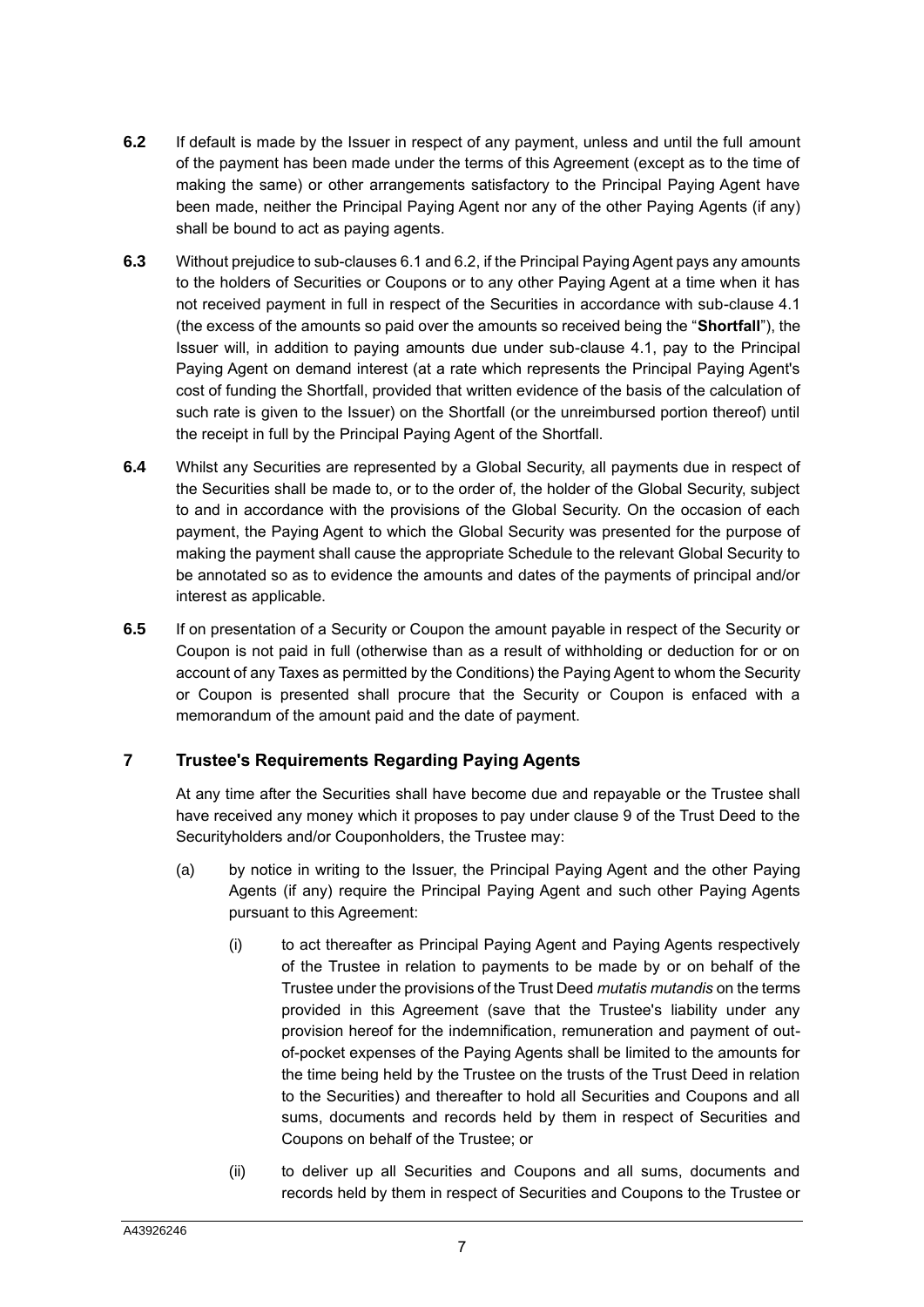**6.2** If default is made by the Issuer in respect of any payment, unless and until the full amount of the payment has been made under the terms of this Agreement (except as to the time of making the same) or other arrangements satisfactory to the Principal Paying Agent have been made, neither the Principal Paying Agent nor any of the other Paying Agents (if any) shall be bound to act as paying agents.

**6.3** Without prejudice to sub-clauses 6.1 and 6.2, if the Principal Paying Agent pays any amounts to the holders of Securities or Coupons or to any other Paying Agent at a time when it has not received payment in full in respect of the Securities in accordance with sub-clause 4.1 (the excess of the amounts so paid over the amounts so received being the "**Shortfall**"), the Issuer will, in addition to paying amounts due under sub-clause 4.1, pay to the Principal Paying Agent on demand interest (at a rate which represents the Principal Paying Agent's cost of funding the Shortfall, provided that written evidence of the basis of the calculation of such rate is given to the Issuer) on the Shortfall (or the unreimbursed portion thereof) until the receipt in full by the Principal Paying Agent of the Shortfall.

**6.4** Whilst any Securities are represented by a Global Security, all payments due in respect of the Securities shall be made to, or to the order of, the holder of the Global Security, subject to and in accordance with the provisions of the Global Security. On the occasion of each payment, the Paying Agent to which the Global Security was presented for the purpose of making the payment shall cause the appropriate Schedule to the relevant Global Security to be annotated so as to evidence the amounts and dates of the payments of principal and/or interest as applicable.

**6.5** If on presentation of a Security or Coupon the amount payable in respect of the Security or Coupon is not paid in full (otherwise than as a result of withholding or deduction for or on account of any Taxes as permitted by the Conditions) the Paying Agent to whom the Security or Coupon is presented shall procure that the Security or Coupon is enfaced with a memorandum of the amount paid and the date of payment.

## 7 Trustee's Requirements Regarding Paying Agents

At any time after the Securities shall have become due and repayable or the Trustee shall have received any money which it proposes to pay under clause 9 of the Trust Deed to the Securityholders and/or Couponholders, the Trustee may:

(a) by notice in writing to the Issuer, the Principal Paying Agent and the other Paying Agents (if any) require the Principal Paying Agent and such other Paying Agents pursuant to this Agreement:

(i) to act thereafter as Principal Paying Agent and Paying Agents respectively of the Trustee in relation to payments to be made by or on behalf of the Trustee under the provisions of the Trust Deed *mutatis mutandis* on the terms provided in this Agreement (save that the Trustee's liability under any provision hereof for the indemnification, remuneration and payment of out-of-pocket expenses of the Paying Agents shall be limited to the amounts for the time being held by the Trustee on the trusts of the Trust Deed in relation to the Securities) and thereafter to hold all Securities and Coupons and all sums, documents and records held by them in respect of Securities and Coupons on behalf of the Trustee; or

(ii) to deliver up all Securities and Coupons and all sums, documents and records held by them in respect of Securities and Coupons to the Trustee or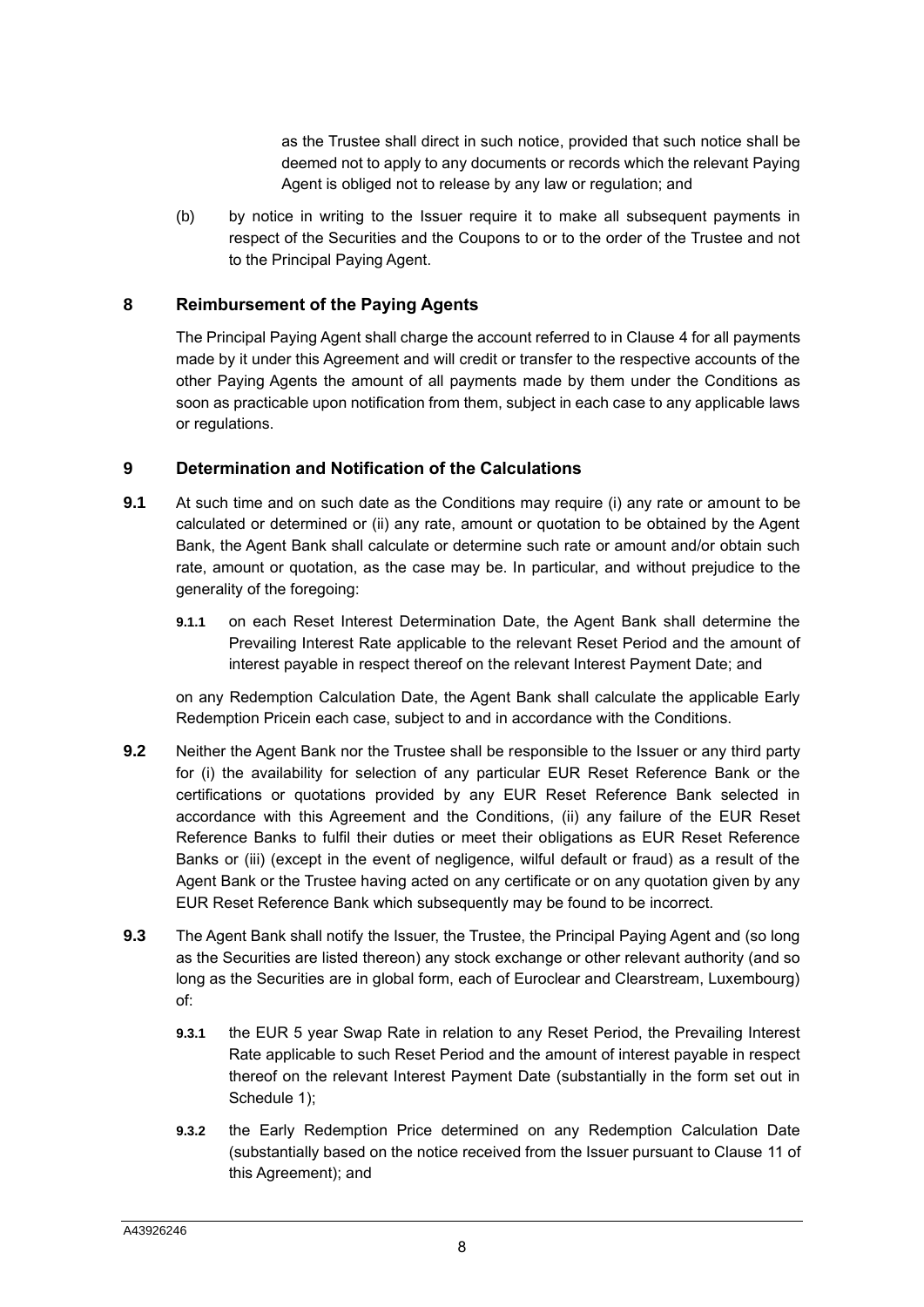as the Trustee shall direct in such notice, provided that such notice shall be deemed not to apply to any documents or records which the relevant Paying Agent is obliged not to release by any law or regulation; and

(b) by notice in writing to the Issuer require it to make all subsequent payments in respect of the Securities and the Coupons to or to the order of the Trustee and not to the Principal Paying Agent.

## 8 Reimbursement of the Paying Agents

The Principal Paying Agent shall charge the account referred to in Clause 4 for all payments made by it under this Agreement and will credit or transfer to the respective accounts of the other Paying Agents the amount of all payments made by them under the Conditions as soon as practicable upon notification from them, subject in each case to any applicable laws or regulations.

## 9 Determination and Notification of the Calculations

**9.1** At such time and on such date as the Conditions may require (i) any rate or amount to be calculated or determined or (ii) any rate, amount or quotation to be obtained by the Agent Bank, the Agent Bank shall calculate or determine such rate or amount and/or obtain such rate, amount or quotation, as the case may be. In particular, and without prejudice to the generality of the foregoing:

**9.1.1** on each Reset Interest Determination Date, the Agent Bank shall determine the Prevailing Interest Rate applicable to the relevant Reset Period and the amount of interest payable in respect thereof on the relevant Interest Payment Date; and

on any Redemption Calculation Date, the Agent Bank shall calculate the applicable Early Redemption Pricein each case, subject to and in accordance with the Conditions.

**9.2** Neither the Agent Bank nor the Trustee shall be responsible to the Issuer or any third party for (i) the availability for selection of any particular EUR Reset Reference Bank or the certifications or quotations provided by any EUR Reset Reference Bank selected in accordance with this Agreement and the Conditions, (ii) any failure of the EUR Reset Reference Banks to fulfil their duties or meet their obligations as EUR Reset Reference Banks or (iii) (except in the event of negligence, wilful default or fraud) as a result of the Agent Bank or the Trustee having acted on any certificate or on any quotation given by any EUR Reset Reference Bank which subsequently may be found to be incorrect.

**9.3** The Agent Bank shall notify the Issuer, the Trustee, the Principal Paying Agent and (so long as the Securities are listed thereon) any stock exchange or other relevant authority (and so long as the Securities are in global form, each of Euroclear and Clearstream, Luxembourg) of:

**9.3.1** the EUR 5 year Swap Rate in relation to any Reset Period, the Prevailing Interest Rate applicable to such Reset Period and the amount of interest payable in respect thereof on the relevant Interest Payment Date (substantially in the form set out in Schedule 1);

**9.3.2** the Early Redemption Price determined on any Redemption Calculation Date (substantially based on the notice received from the Issuer pursuant to Clause 11 of this Agreement); and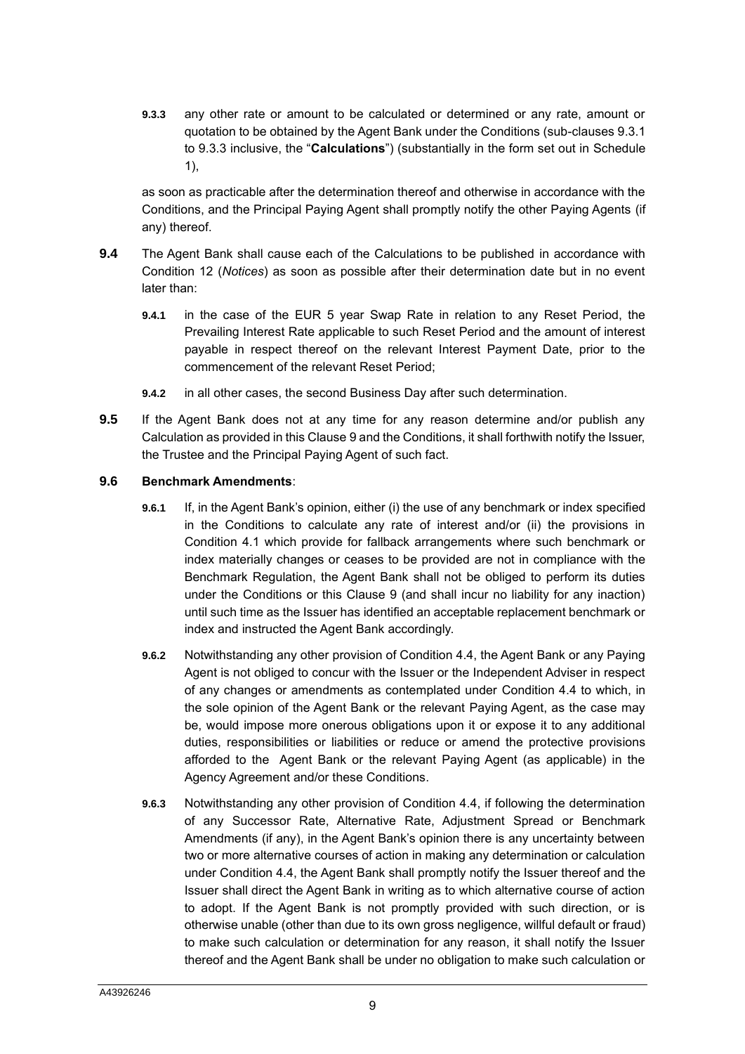**9.3.3** any other rate or amount to be calculated or determined or any rate, amount or quotation to be obtained by the Agent Bank under the Conditions (sub-clauses 9.3.1 to 9.3.3 inclusive, the "**Calculations**") (substantially in the form set out in Schedule 1),

as soon as practicable after the determination thereof and otherwise in accordance with the Conditions, and the Principal Paying Agent shall promptly notify the other Paying Agents (if any) thereof.

**9.4** The Agent Bank shall cause each of the Calculations to be published in accordance with Condition 12 (*Notices*) as soon as possible after their determination date but in no event later than:

**9.4.1** in the case of the EUR 5 year Swap Rate in relation to any Reset Period, the Prevailing Interest Rate applicable to such Reset Period and the amount of interest payable in respect thereof on the relevant Interest Payment Date, prior to the commencement of the relevant Reset Period;

**9.4.2** in all other cases, the second Business Day after such determination.

**9.5** If the Agent Bank does not at any time for any reason determine and/or publish any Calculation as provided in this Clause 9 and the Conditions, it shall forthwith notify the Issuer, the Trustee and the Principal Paying Agent of such fact.

**9.6 Benchmark Amendments**:

**9.6.1** If, in the Agent Bank's opinion, either (i) the use of any benchmark or index specified in the Conditions to calculate any rate of interest and/or (ii) the provisions in Condition 4.1 which provide for fallback arrangements where such benchmark or index materially changes or ceases to be provided are not in compliance with the Benchmark Regulation, the Agent Bank shall not be obliged to perform its duties under the Conditions or this Clause 9 (and shall incur no liability for any inaction) until such time as the Issuer has identified an acceptable replacement benchmark or index and instructed the Agent Bank accordingly.

**9.6.2** Notwithstanding any other provision of Condition 4.4, the Agent Bank or any Paying Agent is not obliged to concur with the Issuer or the Independent Adviser in respect of any changes or amendments as contemplated under Condition 4.4 to which, in the sole opinion of the Agent Bank or the relevant Paying Agent, as the case may be, would impose more onerous obligations upon it or expose it to any additional duties, responsibilities or liabilities or reduce or amend the protective provisions afforded to the Agent Bank or the relevant Paying Agent (as applicable) in the Agency Agreement and/or these Conditions.

**9.6.3** Notwithstanding any other provision of Condition 4.4, if following the determination of any Successor Rate, Alternative Rate, Adjustment Spread or Benchmark Amendments (if any), in the Agent Bank's opinion there is any uncertainty between two or more alternative courses of action in making any determination or calculation under Condition 4.4, the Agent Bank shall promptly notify the Issuer thereof and the Issuer shall direct the Agent Bank in writing as to which alternative course of action to adopt. If the Agent Bank is not promptly provided with such direction, or is otherwise unable (other than due to its own gross negligence, willful default or fraud) to make such calculation or determination for any reason, it shall notify the Issuer thereof and the Agent Bank shall be under no obligation to make such calculation or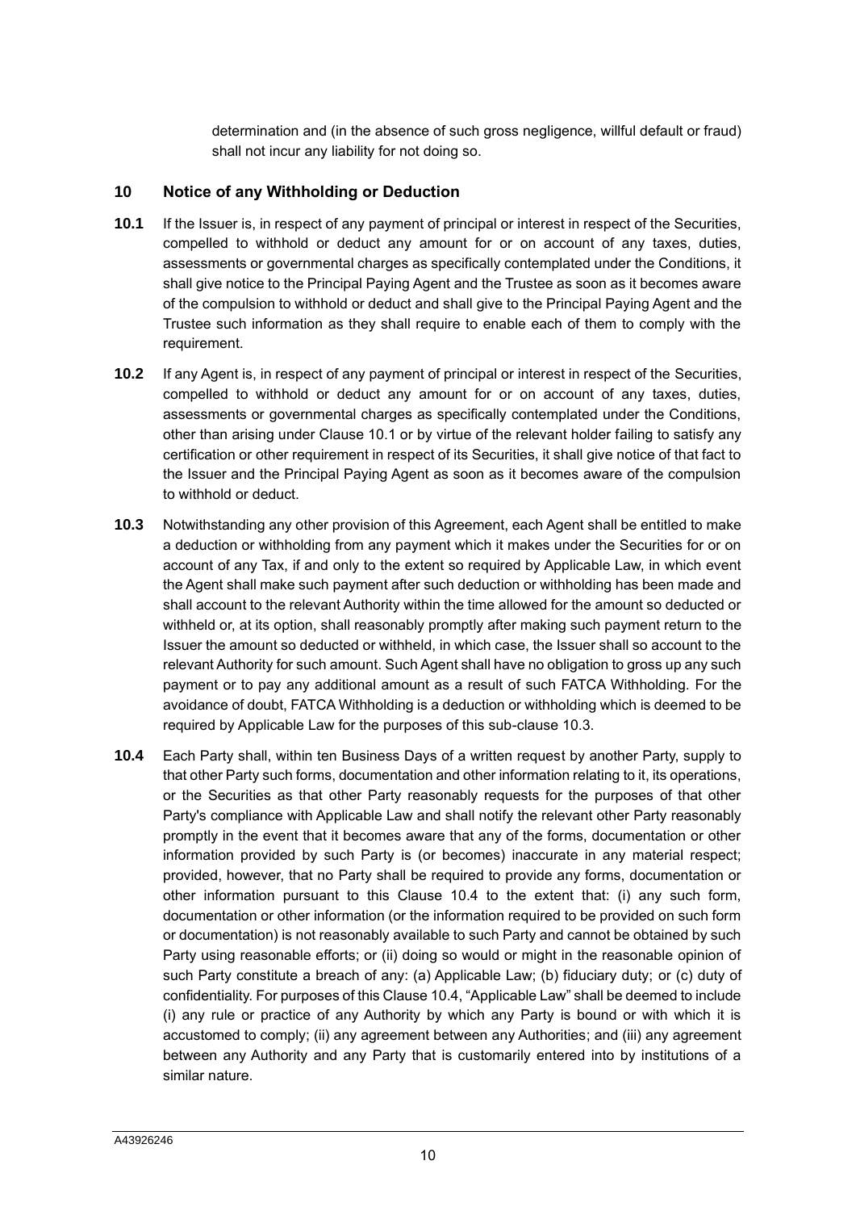determination and (in the absence of such gross negligence, willful default or fraud) shall not incur any liability for not doing so.

## 10 Notice of any Withholding or Deduction

**10.1** If the Issuer is, in respect of any payment of principal or interest in respect of the Securities, compelled to withhold or deduct any amount for or on account of any taxes, duties, assessments or governmental charges as specifically contemplated under the Conditions, it shall give notice to the Principal Paying Agent and the Trustee as soon as it becomes aware of the compulsion to withhold or deduct and shall give to the Principal Paying Agent and the Trustee such information as they shall require to enable each of them to comply with the requirement.

**10.2** If any Agent is, in respect of any payment of principal or interest in respect of the Securities, compelled to withhold or deduct any amount for or on account of any taxes, duties, assessments or governmental charges as specifically contemplated under the Conditions, other than arising under Clause 10.1 or by virtue of the relevant holder failing to satisfy any certification or other requirement in respect of its Securities, it shall give notice of that fact to the Issuer and the Principal Paying Agent as soon as it becomes aware of the compulsion to withhold or deduct.

**10.3** Notwithstanding any other provision of this Agreement, each Agent shall be entitled to make a deduction or withholding from any payment which it makes under the Securities for or on account of any Tax, if and only to the extent so required by Applicable Law, in which event the Agent shall make such payment after such deduction or withholding has been made and shall account to the relevant Authority within the time allowed for the amount so deducted or withheld or, at its option, shall reasonably promptly after making such payment return to the Issuer the amount so deducted or withheld, in which case, the Issuer shall so account to the relevant Authority for such amount. Such Agent shall have no obligation to gross up any such payment or to pay any additional amount as a result of such FATCA Withholding. For the avoidance of doubt, FATCA Withholding is a deduction or withholding which is deemed to be required by Applicable Law for the purposes of this sub-clause 10.3.

**10.4** Each Party shall, within ten Business Days of a written request by another Party, supply to that other Party such forms, documentation and other information relating to it, its operations, or the Securities as that other Party reasonably requests for the purposes of that other Party's compliance with Applicable Law and shall notify the relevant other Party reasonably promptly in the event that it becomes aware that any of the forms, documentation or other information provided by such Party is (or becomes) inaccurate in any material respect; provided, however, that no Party shall be required to provide any forms, documentation or other information pursuant to this Clause 10.4 to the extent that: (i) any such form, documentation or other information (or the information required to be provided on such form or documentation) is not reasonably available to such Party and cannot be obtained by such Party using reasonable efforts; or (ii) doing so would or might in the reasonable opinion of such Party constitute a breach of any: (a) Applicable Law; (b) fiduciary duty; or (c) duty of confidentiality. For purposes of this Clause 10.4, "Applicable Law" shall be deemed to include (i) any rule or practice of any Authority by which any Party is bound or with which it is accustomed to comply; (ii) any agreement between any Authorities; and (iii) any agreement between any Authority and any Party that is customarily entered into by institutions of a similar nature.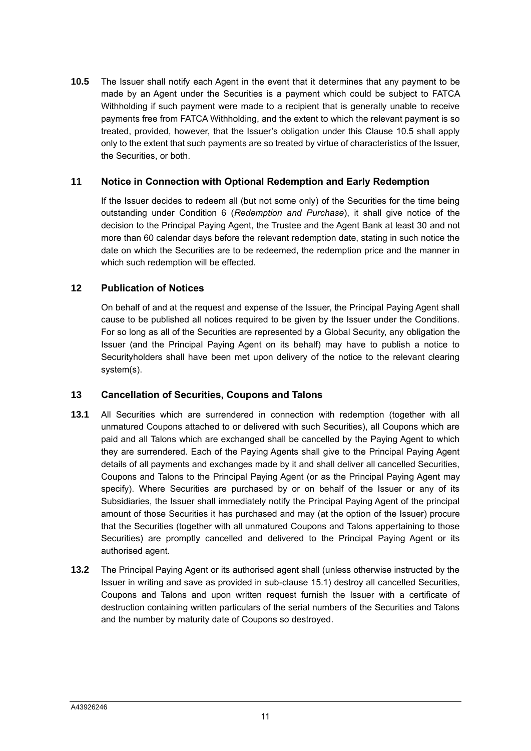**10.5** The Issuer shall notify each Agent in the event that it determines that any payment to be made by an Agent under the Securities is a payment which could be subject to FATCA Withholding if such payment were made to a recipient that is generally unable to receive payments free from FATCA Withholding, and the extent to which the relevant payment is so treated, provided, however, that the Issuer's obligation under this Clause 10.5 shall apply only to the extent that such payments are so treated by virtue of characteristics of the Issuer, the Securities, or both.

## 11 Notice in Connection with Optional Redemption and Early Redemption

If the Issuer decides to redeem all (but not some only) of the Securities for the time being outstanding under Condition 6 (*Redemption and Purchase*), it shall give notice of the decision to the Principal Paying Agent, the Trustee and the Agent Bank at least 30 and not more than 60 calendar days before the relevant redemption date, stating in such notice the date on which the Securities are to be redeemed, the redemption price and the manner in which such redemption will be effected.

## 12 Publication of Notices

On behalf of and at the request and expense of the Issuer, the Principal Paying Agent shall cause to be published all notices required to be given by the Issuer under the Conditions. For so long as all of the Securities are represented by a Global Security, any obligation the Issuer (and the Principal Paying Agent on its behalf) may have to publish a notice to Securityholders shall have been met upon delivery of the notice to the relevant clearing system(s).

## 13 Cancellation of Securities, Coupons and Talons

**13.1** All Securities which are surrendered in connection with redemption (together with all unmatured Coupons attached to or delivered with such Securities), all Coupons which are paid and all Talons which are exchanged shall be cancelled by the Paying Agent to which they are surrendered. Each of the Paying Agents shall give to the Principal Paying Agent details of all payments and exchanges made by it and shall deliver all cancelled Securities, Coupons and Talons to the Principal Paying Agent (or as the Principal Paying Agent may specify). Where Securities are purchased by or on behalf of the Issuer or any of its Subsidiaries, the Issuer shall immediately notify the Principal Paying Agent of the principal amount of those Securities it has purchased and may (at the option of the Issuer) procure that the Securities (together with all unmatured Coupons and Talons appertaining to those Securities) are promptly cancelled and delivered to the Principal Paying Agent or its authorised agent.

**13.2** The Principal Paying Agent or its authorised agent shall (unless otherwise instructed by the Issuer in writing and save as provided in sub-clause 15.1) destroy all cancelled Securities, Coupons and Talons and upon written request furnish the Issuer with a certificate of destruction containing written particulars of the serial numbers of the Securities and Talons and the number by maturity date of Coupons so destroyed.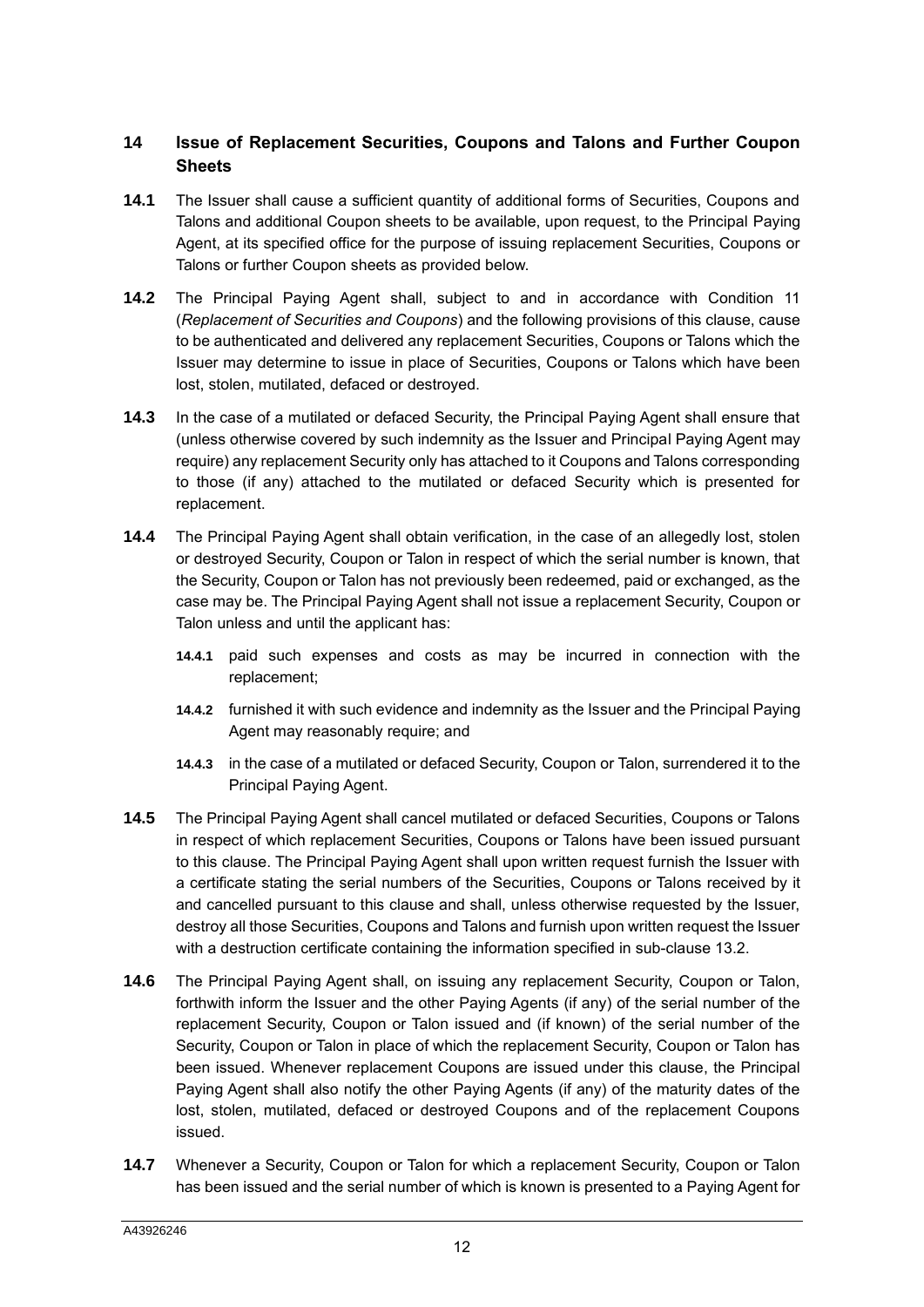## 14 Issue of Replacement Securities, Coupons and Talons and Further Coupon Sheets

**14.1** The Issuer shall cause a sufficient quantity of additional forms of Securities, Coupons and Talons and additional Coupon sheets to be available, upon request, to the Principal Paying Agent, at its specified office for the purpose of issuing replacement Securities, Coupons or Talons or further Coupon sheets as provided below.

**14.2** The Principal Paying Agent shall, subject to and in accordance with Condition 11 (*Replacement of Securities and Coupons*) and the following provisions of this clause, cause to be authenticated and delivered any replacement Securities, Coupons or Talons which the Issuer may determine to issue in place of Securities, Coupons or Talons which have been lost, stolen, mutilated, defaced or destroyed.

**14.3** In the case of a mutilated or defaced Security, the Principal Paying Agent shall ensure that (unless otherwise covered by such indemnity as the Issuer and Principal Paying Agent may require) any replacement Security only has attached to it Coupons and Talons corresponding to those (if any) attached to the mutilated or defaced Security which is presented for replacement.

**14.4** The Principal Paying Agent shall obtain verification, in the case of an allegedly lost, stolen or destroyed Security, Coupon or Talon in respect of which the serial number is known, that the Security, Coupon or Talon has not previously been redeemed, paid or exchanged, as the case may be. The Principal Paying Agent shall not issue a replacement Security, Coupon or Talon unless and until the applicant has:

**14.4.1** paid such expenses and costs as may be incurred in connection with the replacement;

**14.4.2** furnished it with such evidence and indemnity as the Issuer and the Principal Paying Agent may reasonably require; and

**14.4.3** in the case of a mutilated or defaced Security, Coupon or Talon, surrendered it to the Principal Paying Agent.

**14.5** The Principal Paying Agent shall cancel mutilated or defaced Securities, Coupons or Talons in respect of which replacement Securities, Coupons or Talons have been issued pursuant to this clause. The Principal Paying Agent shall upon written request furnish the Issuer with a certificate stating the serial numbers of the Securities, Coupons or Talons received by it and cancelled pursuant to this clause and shall, unless otherwise requested by the Issuer, destroy all those Securities, Coupons and Talons and furnish upon written request the Issuer with a destruction certificate containing the information specified in sub-clause 13.2.

**14.6** The Principal Paying Agent shall, on issuing any replacement Security, Coupon or Talon, forthwith inform the Issuer and the other Paying Agents (if any) of the serial number of the replacement Security, Coupon or Talon issued and (if known) of the serial number of the Security, Coupon or Talon in place of which the replacement Security, Coupon or Talon has been issued. Whenever replacement Coupons are issued under this clause, the Principal Paying Agent shall also notify the other Paying Agents (if any) of the maturity dates of the lost, stolen, mutilated, defaced or destroyed Coupons and of the replacement Coupons issued.

**14.7** Whenever a Security, Coupon or Talon for which a replacement Security, Coupon or Talon has been issued and the serial number of which is known is presented to a Paying Agent for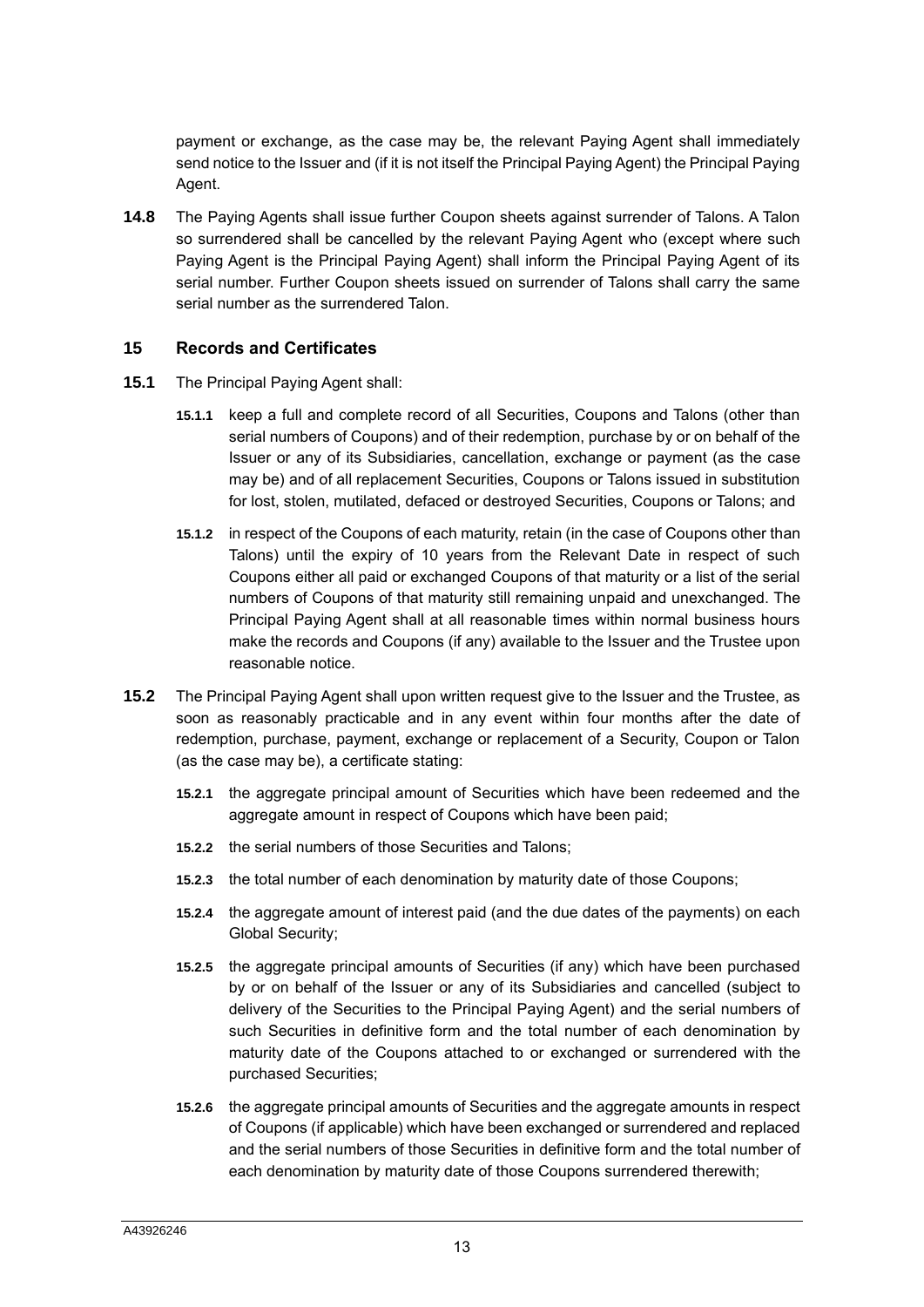payment or exchange, as the case may be, the relevant Paying Agent shall immediately send notice to the Issuer and (if it is not itself the Principal Paying Agent) the Principal Paying Agent.

**14.8** The Paying Agents shall issue further Coupon sheets against surrender of Talons. A Talon so surrendered shall be cancelled by the relevant Paying Agent who (except where such Paying Agent is the Principal Paying Agent) shall inform the Principal Paying Agent of its serial number. Further Coupon sheets issued on surrender of Talons shall carry the same serial number as the surrendered Talon.

## 15 Records and Certificates

**15.1** The Principal Paying Agent shall:

**15.1.1** keep a full and complete record of all Securities, Coupons and Talons (other than serial numbers of Coupons) and of their redemption, purchase by or on behalf of the Issuer or any of its Subsidiaries, cancellation, exchange or payment (as the case may be) and of all replacement Securities, Coupons or Talons issued in substitution for lost, stolen, mutilated, defaced or destroyed Securities, Coupons or Talons; and

**15.1.2** in respect of the Coupons of each maturity, retain (in the case of Coupons other than Talons) until the expiry of 10 years from the Relevant Date in respect of such Coupons either all paid or exchanged Coupons of that maturity or a list of the serial numbers of Coupons of that maturity still remaining unpaid and unexchanged. The Principal Paying Agent shall at all reasonable times within normal business hours make the records and Coupons (if any) available to the Issuer and the Trustee upon reasonable notice.

**15.2** The Principal Paying Agent shall upon written request give to the Issuer and the Trustee, as soon as reasonably practicable and in any event within four months after the date of redemption, purchase, payment, exchange or replacement of a Security, Coupon or Talon (as the case may be), a certificate stating:

**15.2.1** the aggregate principal amount of Securities which have been redeemed and the aggregate amount in respect of Coupons which have been paid;

**15.2.2** the serial numbers of those Securities and Talons;

**15.2.3** the total number of each denomination by maturity date of those Coupons;

**15.2.4** the aggregate amount of interest paid (and the due dates of the payments) on each Global Security;

**15.2.5** the aggregate principal amounts of Securities (if any) which have been purchased by or on behalf of the Issuer or any of its Subsidiaries and cancelled (subject to delivery of the Securities to the Principal Paying Agent) and the serial numbers of such Securities in definitive form and the total number of each denomination by maturity date of the Coupons attached to or exchanged or surrendered with the purchased Securities;

**15.2.6** the aggregate principal amounts of Securities and the aggregate amounts in respect of Coupons (if applicable) which have been exchanged or surrendered and replaced and the serial numbers of those Securities in definitive form and the total number of each denomination by maturity date of those Coupons surrendered therewith;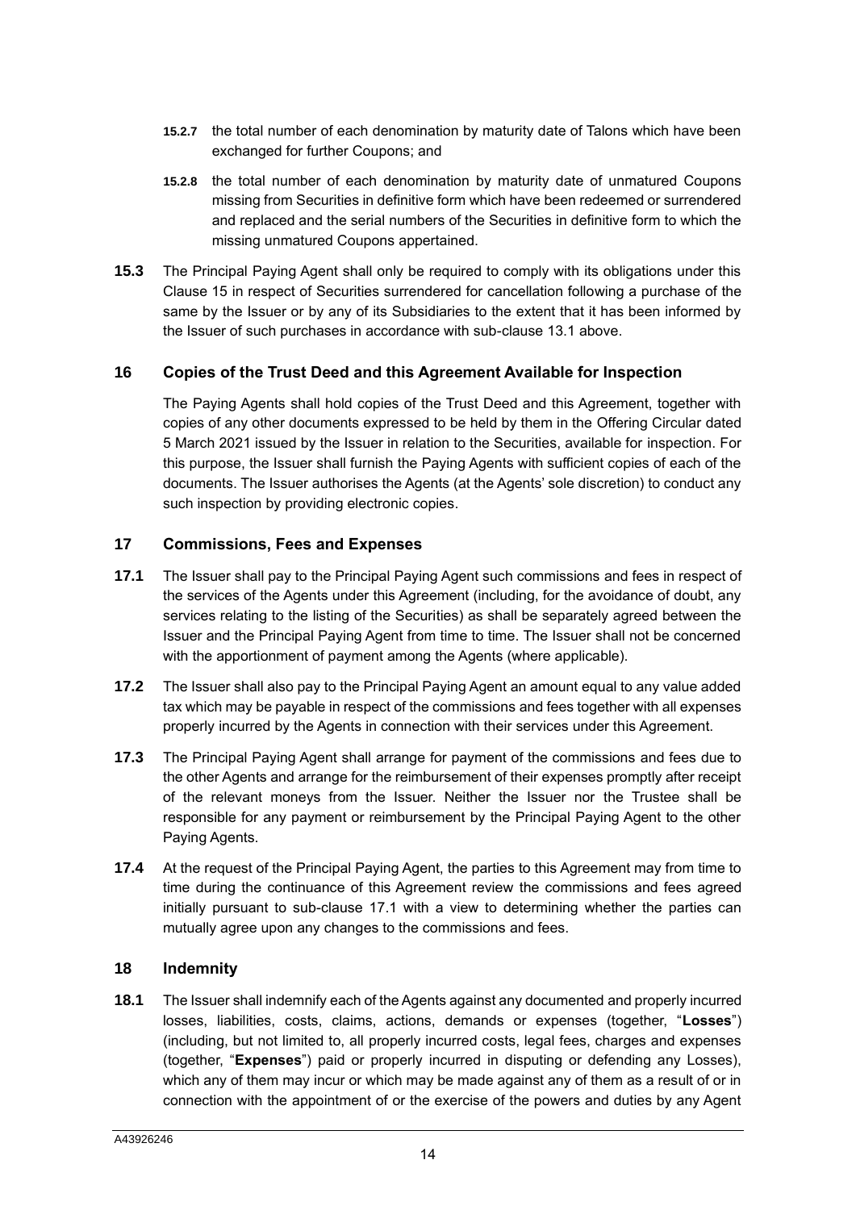**15.2.7** the total number of each denomination by maturity date of Talons which have been exchanged for further Coupons; and

**15.2.8** the total number of each denomination by maturity date of unmatured Coupons missing from Securities in definitive form which have been redeemed or surrendered and replaced and the serial numbers of the Securities in definitive form to which the missing unmatured Coupons appertained.

**15.3** The Principal Paying Agent shall only be required to comply with its obligations under this Clause 15 in respect of Securities surrendered for cancellation following a purchase of the same by the Issuer or by any of its Subsidiaries to the extent that it has been informed by the Issuer of such purchases in accordance with sub-clause 13.1 above.

## 16 Copies of the Trust Deed and this Agreement Available for Inspection

The Paying Agents shall hold copies of the Trust Deed and this Agreement, together with copies of any other documents expressed to be held by them in the Offering Circular dated 5 March 2021 issued by the Issuer in relation to the Securities, available for inspection. For this purpose, the Issuer shall furnish the Paying Agents with sufficient copies of each of the documents. The Issuer authorises the Agents (at the Agents' sole discretion) to conduct any such inspection by providing electronic copies.

## 17 Commissions, Fees and Expenses

**17.1** The Issuer shall pay to the Principal Paying Agent such commissions and fees in respect of the services of the Agents under this Agreement (including, for the avoidance of doubt, any services relating to the listing of the Securities) as shall be separately agreed between the Issuer and the Principal Paying Agent from time to time. The Issuer shall not be concerned with the apportionment of payment among the Agents (where applicable).

**17.2** The Issuer shall also pay to the Principal Paying Agent an amount equal to any value added tax which may be payable in respect of the commissions and fees together with all expenses properly incurred by the Agents in connection with their services under this Agreement.

**17.3** The Principal Paying Agent shall arrange for payment of the commissions and fees due to the other Agents and arrange for the reimbursement of their expenses promptly after receipt of the relevant moneys from the Issuer. Neither the Issuer nor the Trustee shall be responsible for any payment or reimbursement by the Principal Paying Agent to the other Paying Agents.

**17.4** At the request of the Principal Paying Agent, the parties to this Agreement may from time to time during the continuance of this Agreement review the commissions and fees agreed initially pursuant to sub-clause 17.1 with a view to determining whether the parties can mutually agree upon any changes to the commissions and fees.

## 18 Indemnity

**18.1** The Issuer shall indemnify each of the Agents against any documented and properly incurred losses, liabilities, costs, claims, actions, demands or expenses (together, "**Losses**") (including, but not limited to, all properly incurred costs, legal fees, charges and expenses (together, "**Expenses**") paid or properly incurred in disputing or defending any Losses), which any of them may incur or which may be made against any of them as a result of or in connection with the appointment of or the exercise of the powers and duties by any Agent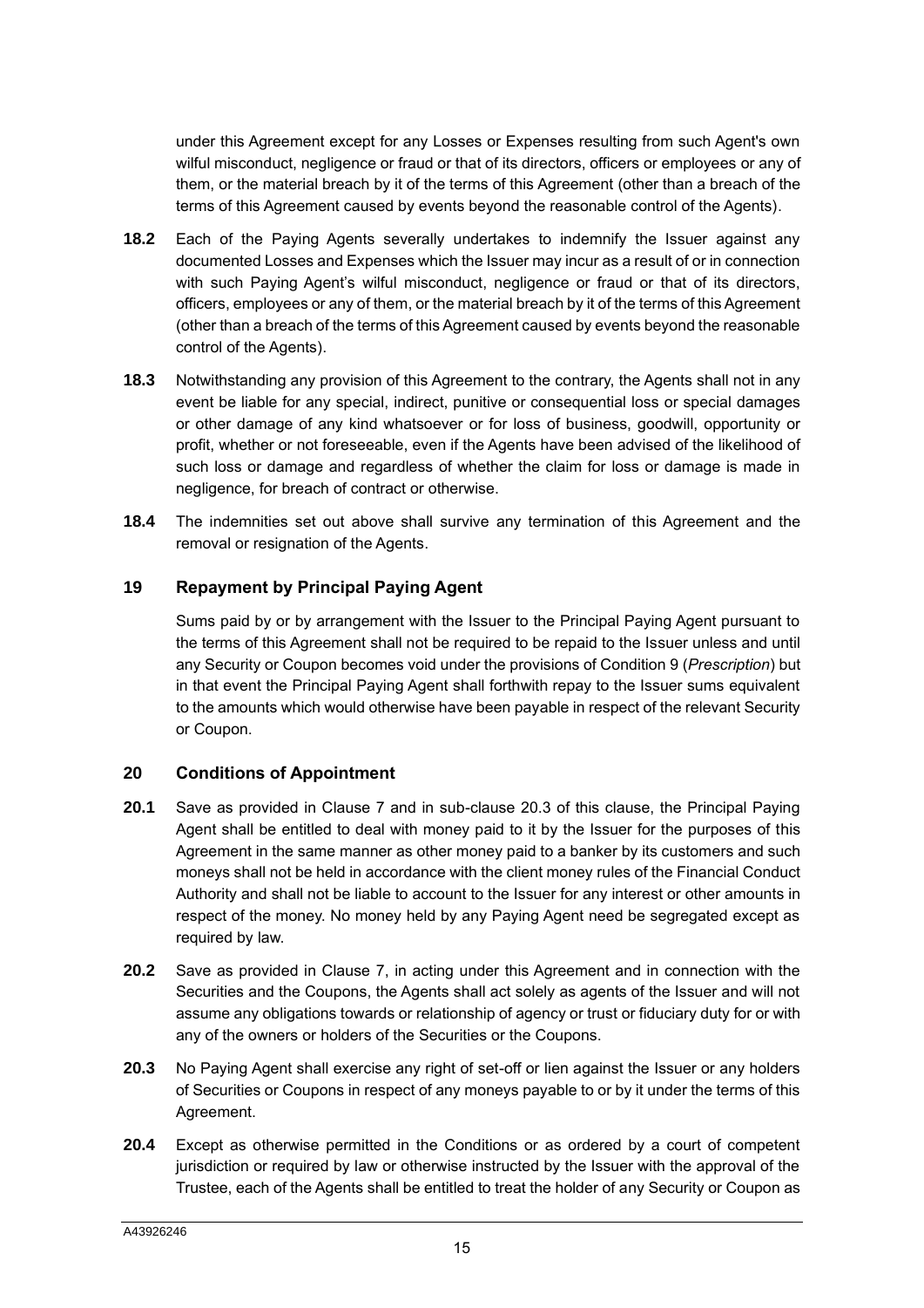under this Agreement except for any Losses or Expenses resulting from such Agent's own wilful misconduct, negligence or fraud or that of its directors, officers or employees or any of them, or the material breach by it of the terms of this Agreement (other than a breach of the terms of this Agreement caused by events beyond the reasonable control of the Agents).

**18.2** Each of the Paying Agents severally undertakes to indemnify the Issuer against any documented Losses and Expenses which the Issuer may incur as a result of or in connection with such Paying Agent's wilful misconduct, negligence or fraud or that of its directors, officers, employees or any of them, or the material breach by it of the terms of this Agreement (other than a breach of the terms of this Agreement caused by events beyond the reasonable control of the Agents).

**18.3** Notwithstanding any provision of this Agreement to the contrary, the Agents shall not in any event be liable for any special, indirect, punitive or consequential loss or special damages or other damage of any kind whatsoever or for loss of business, goodwill, opportunity or profit, whether or not foreseeable, even if the Agents have been advised of the likelihood of such loss or damage and regardless of whether the claim for loss or damage is made in negligence, for breach of contract or otherwise.

**18.4** The indemnities set out above shall survive any termination of this Agreement and the removal or resignation of the Agents.

## 19 Repayment by Principal Paying Agent

Sums paid by or by arrangement with the Issuer to the Principal Paying Agent pursuant to the terms of this Agreement shall not be required to be repaid to the Issuer unless and until any Security or Coupon becomes void under the provisions of Condition 9 (*Prescription*) but in that event the Principal Paying Agent shall forthwith repay to the Issuer sums equivalent to the amounts which would otherwise have been payable in respect of the relevant Security or Coupon.

## 20 Conditions of Appointment

**20.1** Save as provided in Clause 7 and in sub-clause 20.3 of this clause, the Principal Paying Agent shall be entitled to deal with money paid to it by the Issuer for the purposes of this Agreement in the same manner as other money paid to a banker by its customers and such moneys shall not be held in accordance with the client money rules of the Financial Conduct Authority and shall not be liable to account to the Issuer for any interest or other amounts in respect of the money. No money held by any Paying Agent need be segregated except as required by law.

**20.2** Save as provided in Clause 7, in acting under this Agreement and in connection with the Securities and the Coupons, the Agents shall act solely as agents of the Issuer and will not assume any obligations towards or relationship of agency or trust or fiduciary duty for or with any of the owners or holders of the Securities or the Coupons.

**20.3** No Paying Agent shall exercise any right of set-off or lien against the Issuer or any holders of Securities or Coupons in respect of any moneys payable to or by it under the terms of this Agreement.

**20.4** Except as otherwise permitted in the Conditions or as ordered by a court of competent jurisdiction or required by law or otherwise instructed by the Issuer with the approval of the Trustee, each of the Agents shall be entitled to treat the holder of any Security or Coupon as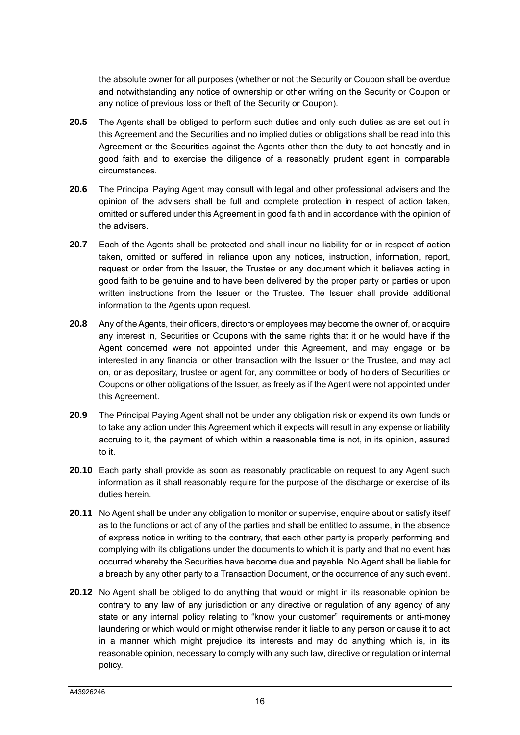the absolute owner for all purposes (whether or not the Security or Coupon shall be overdue and notwithstanding any notice of ownership or other writing on the Security or Coupon or any notice of previous loss or theft of the Security or Coupon).

**20.5** The Agents shall be obliged to perform such duties and only such duties as are set out in this Agreement and the Securities and no implied duties or obligations shall be read into this Agreement or the Securities against the Agents other than the duty to act honestly and in good faith and to exercise the diligence of a reasonably prudent agent in comparable circumstances.

**20.6** The Principal Paying Agent may consult with legal and other professional advisers and the opinion of the advisers shall be full and complete protection in respect of action taken, omitted or suffered under this Agreement in good faith and in accordance with the opinion of the advisers.

**20.7** Each of the Agents shall be protected and shall incur no liability for or in respect of action taken, omitted or suffered in reliance upon any notices, instruction, information, report, request or order from the Issuer, the Trustee or any document which it believes acting in good faith to be genuine and to have been delivered by the proper party or parties or upon written instructions from the Issuer or the Trustee. The Issuer shall provide additional information to the Agents upon request.

**20.8** Any of the Agents, their officers, directors or employees may become the owner of, or acquire any interest in, Securities or Coupons with the same rights that it or he would have if the Agent concerned were not appointed under this Agreement, and may engage or be interested in any financial or other transaction with the Issuer or the Trustee, and may act on, or as depositary, trustee or agent for, any committee or body of holders of Securities or Coupons or other obligations of the Issuer, as freely as if the Agent were not appointed under this Agreement.

**20.9** The Principal Paying Agent shall not be under any obligation risk or expend its own funds or to take any action under this Agreement which it expects will result in any expense or liability accruing to it, the payment of which within a reasonable time is not, in its opinion, assured to it.

**20.10** Each party shall provide as soon as reasonably practicable on request to any Agent such information as it shall reasonably require for the purpose of the discharge or exercise of its duties herein.

**20.11** No Agent shall be under any obligation to monitor or supervise, enquire about or satisfy itself as to the functions or act of any of the parties and shall be entitled to assume, in the absence of express notice in writing to the contrary, that each other party is properly performing and complying with its obligations under the documents to which it is party and that no event has occurred whereby the Securities have become due and payable. No Agent shall be liable for a breach by any other party to a Transaction Document, or the occurrence of any such event.

**20.12** No Agent shall be obliged to do anything that would or might in its reasonable opinion be contrary to any law of any jurisdiction or any directive or regulation of any agency of any state or any internal policy relating to "know your customer" requirements or anti-money laundering or which would or might otherwise render it liable to any person or cause it to act in a manner which might prejudice its interests and may do anything which is, in its reasonable opinion, necessary to comply with any such law, directive or regulation or internal policy.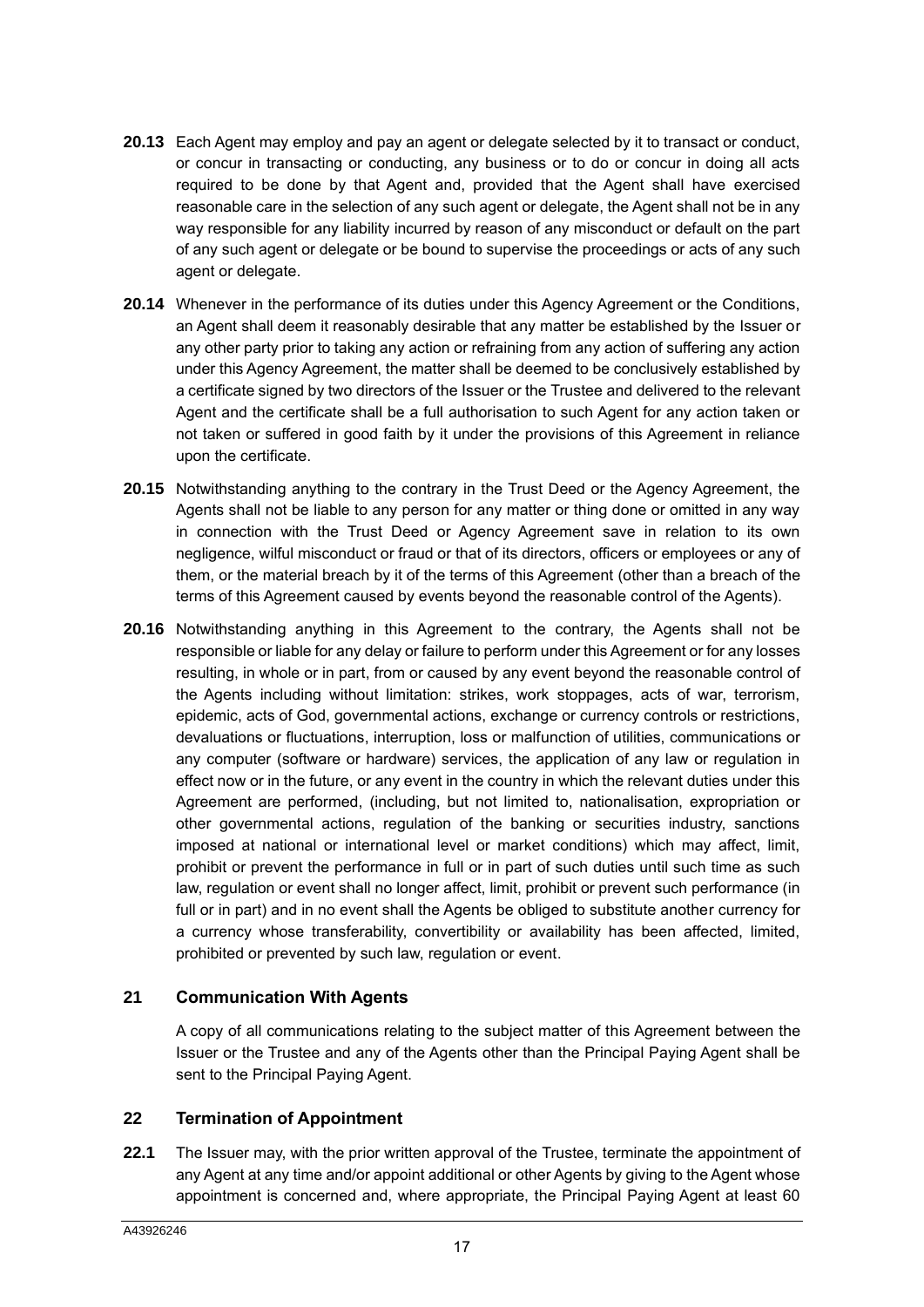**20.13** Each Agent may employ and pay an agent or delegate selected by it to transact or conduct, or concur in transacting or conducting, any business or to do or concur in doing all acts required to be done by that Agent and, provided that the Agent shall have exercised reasonable care in the selection of any such agent or delegate, the Agent shall not be in any way responsible for any liability incurred by reason of any misconduct or default on the part of any such agent or delegate or be bound to supervise the proceedings or acts of any such agent or delegate.

**20.14** Whenever in the performance of its duties under this Agency Agreement or the Conditions, an Agent shall deem it reasonably desirable that any matter be established by the Issuer or any other party prior to taking any action or refraining from any action of suffering any action under this Agency Agreement, the matter shall be deemed to be conclusively established by a certificate signed by two directors of the Issuer or the Trustee and delivered to the relevant Agent and the certificate shall be a full authorisation to such Agent for any action taken or not taken or suffered in good faith by it under the provisions of this Agreement in reliance upon the certificate.

**20.15** Notwithstanding anything to the contrary in the Trust Deed or the Agency Agreement, the Agents shall not be liable to any person for any matter or thing done or omitted in any way in connection with the Trust Deed or Agency Agreement save in relation to its own negligence, wilful misconduct or fraud or that of its directors, officers or employees or any of them, or the material breach by it of the terms of this Agreement (other than a breach of the terms of this Agreement caused by events beyond the reasonable control of the Agents).

**20.16** Notwithstanding anything in this Agreement to the contrary, the Agents shall not be responsible or liable for any delay or failure to perform under this Agreement or for any losses resulting, in whole or in part, from or caused by any event beyond the reasonable control of the Agents including without limitation: strikes, work stoppages, acts of war, terrorism, epidemic, acts of God, governmental actions, exchange or currency controls or restrictions, devaluations or fluctuations, interruption, loss or malfunction of utilities, communications or any computer (software or hardware) services, the application of any law or regulation in effect now or in the future, or any event in the country in which the relevant duties under this Agreement are performed, (including, but not limited to, nationalisation, expropriation or other governmental actions, regulation of the banking or securities industry, sanctions imposed at national or international level or market conditions) which may affect, limit, prohibit or prevent the performance in full or in part of such duties until such time as such law, regulation or event shall no longer affect, limit, prohibit or prevent such performance (in full or in part) and in no event shall the Agents be obliged to substitute another currency for a currency whose transferability, convertibility or availability has been affected, limited, prohibited or prevented by such law, regulation or event.

## 21 Communication With Agents

A copy of all communications relating to the subject matter of this Agreement between the Issuer or the Trustee and any of the Agents other than the Principal Paying Agent shall be sent to the Principal Paying Agent.

## 22 Termination of Appointment

**22.1** The Issuer may, with the prior written approval of the Trustee, terminate the appointment of any Agent at any time and/or appoint additional or other Agents by giving to the Agent whose appointment is concerned and, where appropriate, the Principal Paying Agent at least 60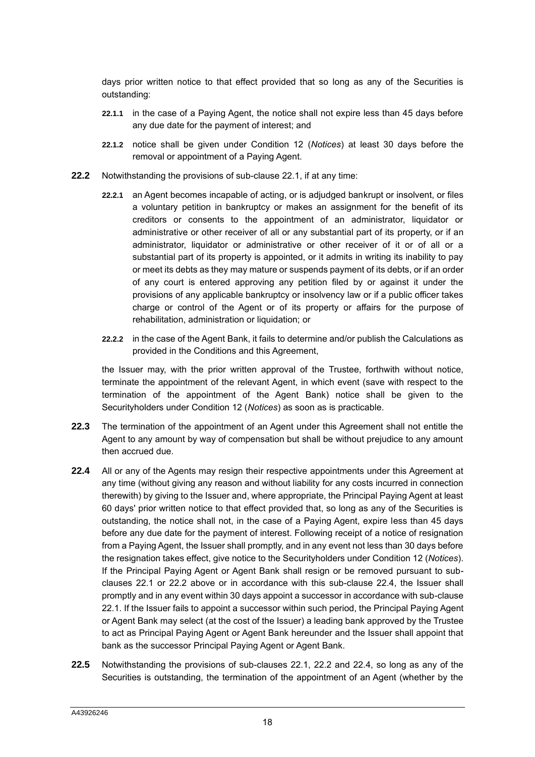days prior written notice to that effect provided that so long as any of the Securities is outstanding:

**22.1.1** in the case of a Paying Agent, the notice shall not expire less than 45 days before any due date for the payment of interest; and

**22.1.2** notice shall be given under Condition 12 (*Notices*) at least 30 days before the removal or appointment of a Paying Agent.

**22.2** Notwithstanding the provisions of sub-clause 22.1, if at any time:

**22.2.1** an Agent becomes incapable of acting, or is adjudged bankrupt or insolvent, or files a voluntary petition in bankruptcy or makes an assignment for the benefit of its creditors or consents to the appointment of an administrator, liquidator or administrative or other receiver of all or any substantial part of its property, or if an administrator, liquidator or administrative or other receiver of it or of all or a substantial part of its property is appointed, or it admits in writing its inability to pay or meet its debts as they may mature or suspends payment of its debts, or if an order of any court is entered approving any petition filed by or against it under the provisions of any applicable bankruptcy or insolvency law or if a public officer takes charge or control of the Agent or of its property or affairs for the purpose of rehabilitation, administration or liquidation; or

**22.2.2** in the case of the Agent Bank, it fails to determine and/or publish the Calculations as provided in the Conditions and this Agreement,

the Issuer may, with the prior written approval of the Trustee, forthwith without notice, terminate the appointment of the relevant Agent, in which event (save with respect to the termination of the appointment of the Agent Bank) notice shall be given to the Securityholders under Condition 12 (*Notices*) as soon as is practicable.

**22.3** The termination of the appointment of an Agent under this Agreement shall not entitle the Agent to any amount by way of compensation but shall be without prejudice to any amount then accrued due.

**22.4** All or any of the Agents may resign their respective appointments under this Agreement at any time (without giving any reason and without liability for any costs incurred in connection therewith) by giving to the Issuer and, where appropriate, the Principal Paying Agent at least 60 days' prior written notice to that effect provided that, so long as any of the Securities is outstanding, the notice shall not, in the case of a Paying Agent, expire less than 45 days before any due date for the payment of interest. Following receipt of a notice of resignation from a Paying Agent, the Issuer shall promptly, and in any event not less than 30 days before the resignation takes effect, give notice to the Securityholders under Condition 12 (*Notices*). If the Principal Paying Agent or Agent Bank shall resign or be removed pursuant to sub-clauses 22.1 or 22.2 above or in accordance with this sub-clause 22.4, the Issuer shall promptly and in any event within 30 days appoint a successor in accordance with sub-clause 22.1. If the Issuer fails to appoint a successor within such period, the Principal Paying Agent or Agent Bank may select (at the cost of the Issuer) a leading bank approved by the Trustee to act as Principal Paying Agent or Agent Bank hereunder and the Issuer shall appoint that bank as the successor Principal Paying Agent or Agent Bank.

**22.5** Notwithstanding the provisions of sub-clauses 22.1, 22.2 and 22.4, so long as any of the Securities is outstanding, the termination of the appointment of an Agent (whether by the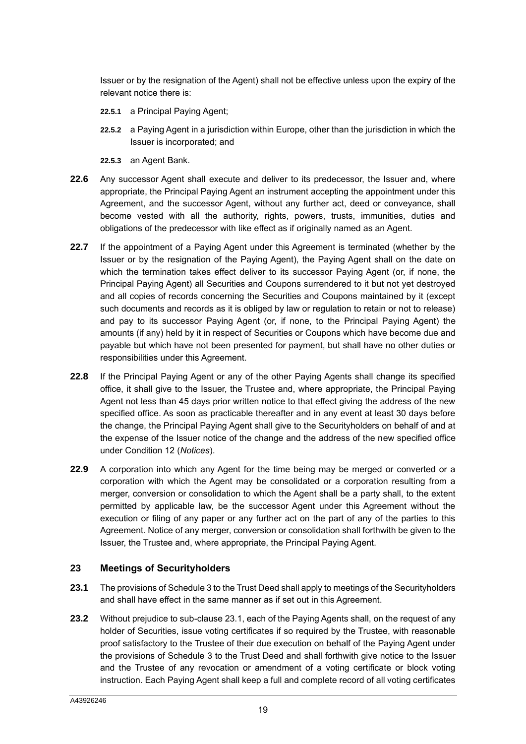Issuer or by the resignation of the Agent) shall not be effective unless upon the expiry of the relevant notice there is:

**22.5.1** a Principal Paying Agent;

**22.5.2** a Paying Agent in a jurisdiction within Europe, other than the jurisdiction in which the Issuer is incorporated; and

**22.5.3** an Agent Bank.

**22.6** Any successor Agent shall execute and deliver to its predecessor, the Issuer and, where appropriate, the Principal Paying Agent an instrument accepting the appointment under this Agreement, and the successor Agent, without any further act, deed or conveyance, shall become vested with all the authority, rights, powers, trusts, immunities, duties and obligations of the predecessor with like effect as if originally named as an Agent.

**22.7** If the appointment of a Paying Agent under this Agreement is terminated (whether by the Issuer or by the resignation of the Paying Agent), the Paying Agent shall on the date on which the termination takes effect deliver to its successor Paying Agent (or, if none, the Principal Paying Agent) all Securities and Coupons surrendered to it but not yet destroyed and all copies of records concerning the Securities and Coupons maintained by it (except such documents and records as it is obliged by law or regulation to retain or not to release) and pay to its successor Paying Agent (or, if none, to the Principal Paying Agent) the amounts (if any) held by it in respect of Securities or Coupons which have become due and payable but which have not been presented for payment, but shall have no other duties or responsibilities under this Agreement.

**22.8** If the Principal Paying Agent or any of the other Paying Agents shall change its specified office, it shall give to the Issuer, the Trustee and, where appropriate, the Principal Paying Agent not less than 45 days prior written notice to that effect giving the address of the new specified office. As soon as practicable thereafter and in any event at least 30 days before the change, the Principal Paying Agent shall give to the Securityholders on behalf of and at the expense of the Issuer notice of the change and the address of the new specified office under Condition 12 (*Notices*).

**22.9** A corporation into which any Agent for the time being may be merged or converted or a corporation with which the Agent may be consolidated or a corporation resulting from a merger, conversion or consolidation to which the Agent shall be a party shall, to the extent permitted by applicable law, be the successor Agent under this Agreement without the execution or filing of any paper or any further act on the part of any of the parties to this Agreement. Notice of any merger, conversion or consolidation shall forthwith be given to the Issuer, the Trustee and, where appropriate, the Principal Paying Agent.

## 23 Meetings of Securityholders

**23.1** The provisions of Schedule 3 to the Trust Deed shall apply to meetings of the Securityholders and shall have effect in the same manner as if set out in this Agreement.

**23.2** Without prejudice to sub-clause 23.1, each of the Paying Agents shall, on the request of any holder of Securities, issue voting certificates if so required by the Trustee, with reasonable proof satisfactory to the Trustee of their due execution on behalf of the Paying Agent under the provisions of Schedule 3 to the Trust Deed and shall forthwith give notice to the Issuer and the Trustee of any revocation or amendment of a voting certificate or block voting instruction. Each Paying Agent shall keep a full and complete record of all voting certificates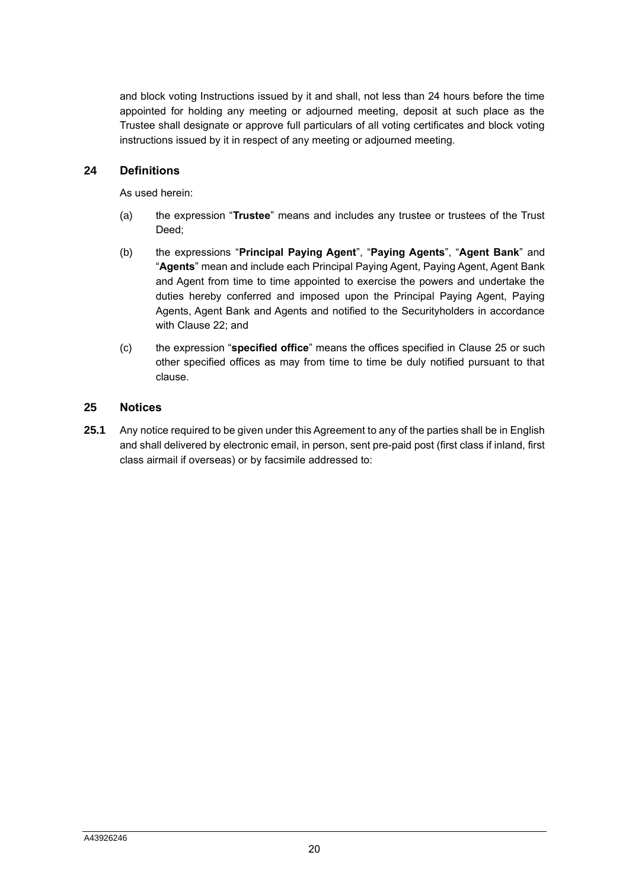and block voting Instructions issued by it and shall, not less than 24 hours before the time appointed for holding any meeting or adjourned meeting, deposit at such place as the Trustee shall designate or approve full particulars of all voting certificates and block voting instructions issued by it in respect of any meeting or adjourned meeting.

## 24 Definitions

As used herein:

(a) the expression "**Trustee**" means and includes any trustee or trustees of the Trust Deed;

(b) the expressions "**Principal Paying Agent**", "**Paying Agents**", "**Agent Bank**" and "**Agents**" mean and include each Principal Paying Agent, Paying Agent, Agent Bank and Agent from time to time appointed to exercise the powers and undertake the duties hereby conferred and imposed upon the Principal Paying Agent, Paying Agents, Agent Bank and Agents and notified to the Securityholders in accordance with Clause 22; and

(c) the expression "**specified office**" means the offices specified in Clause 25 or such other specified offices as may from time to time be duly notified pursuant to that clause.

## 25 Notices

**25.1** Any notice required to be given under this Agreement to any of the parties shall be in English and shall delivered by electronic email, in person, sent pre-paid post (first class if inland, first class airmail if overseas) or by facsimile addressed to: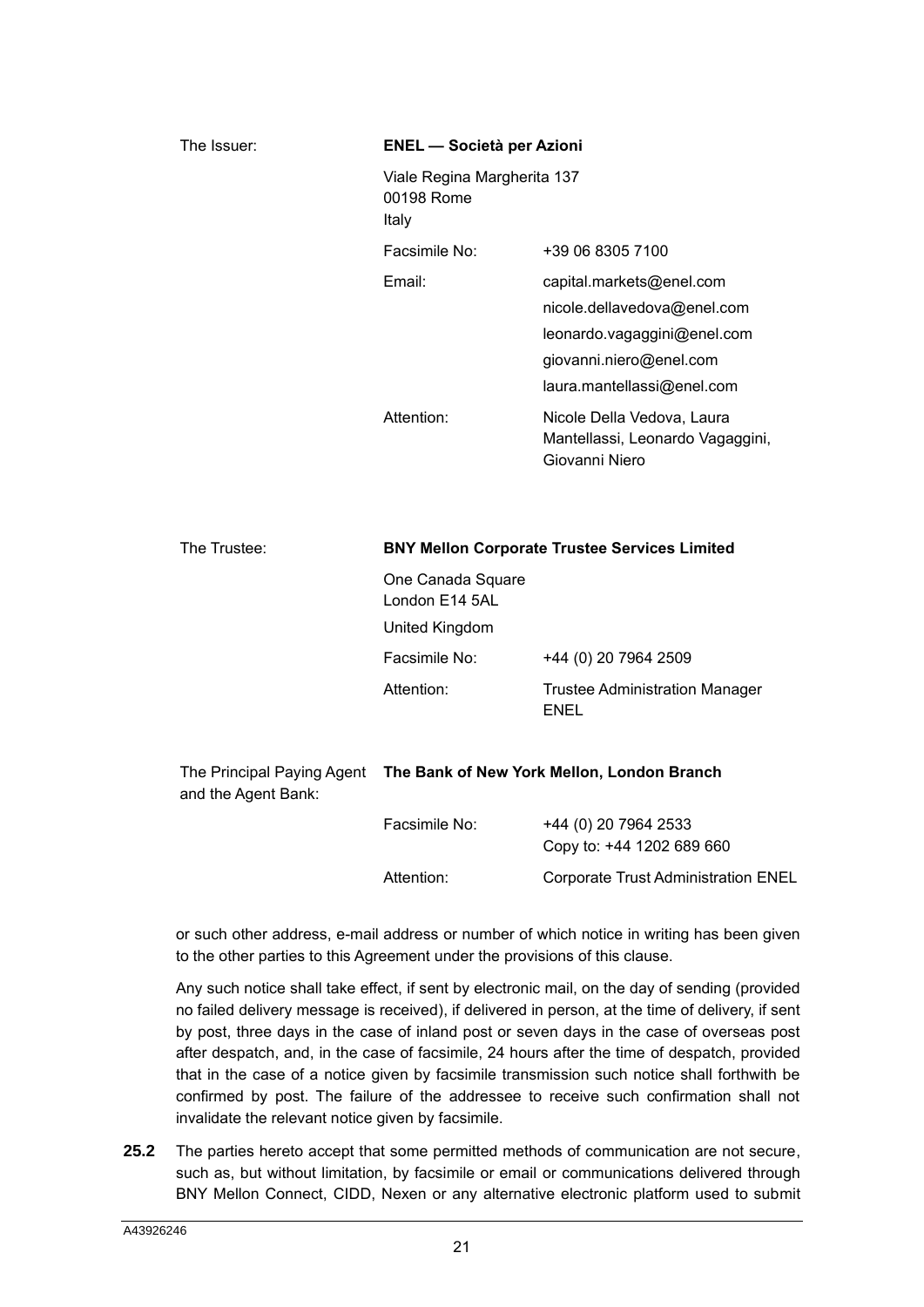| | | |
|---|---|---|
| The Issuer: | **ENEL — Società per Azioni** | |
| | Viale Regina Margherita 137<br>00198 Rome<br>Italy | |
| | Facsimile No: | +39 06 8305 7100 |
| | Email: | capital.markets@enel.com<br>nicole.dellavedova@enel.com<br>leonardo.vagaggini@enel.com<br>giovanni.niero@enel.com<br>laura.mantellassi@enel.com |
| | Attention: | Nicole Della Vedova, Laura Mantellassi, Leonardo Vagaggini, Giovanni Niero |

| | | |
|---|---|---|
| The Trustee: | **BNY Mellon Corporate Trustee Services Limited** | |
| | One Canada Square<br>London E14 5AL | |
| | United Kingdom | |
| | Facsimile No: | +44 (0) 20 7964 2509 |
| | Attention: | Trustee Administration Manager ENEL |

| | | |
|---|---|---|
| The Principal Paying Agent and the Agent Bank: | **The Bank of New York Mellon, London Branch** | |
| | Facsimile No: | +44 (0) 20 7964 2533<br>Copy to: +44 1202 689 660 |
| | Attention: | Corporate Trust Administration ENEL |

or such other address, e-mail address or number of which notice in writing has been given to the other parties to this Agreement under the provisions of this clause.

Any such notice shall take effect, if sent by electronic mail, on the day of sending (provided no failed delivery message is received), if delivered in person, at the time of delivery, if sent by post, three days in the case of inland post or seven days in the case of overseas post after despatch, and, in the case of facsimile, 24 hours after the time of despatch, provided that in the case of a notice given by facsimile transmission such notice shall forthwith be confirmed by post. The failure of the addressee to receive such confirmation shall not invalidate the relevant notice given by facsimile.

**25.2** The parties hereto accept that some permitted methods of communication are not secure, such as, but without limitation, by facsimile or email or communications delivered through BNY Mellon Connect, CIDD, Nexen or any alternative electronic platform used to submit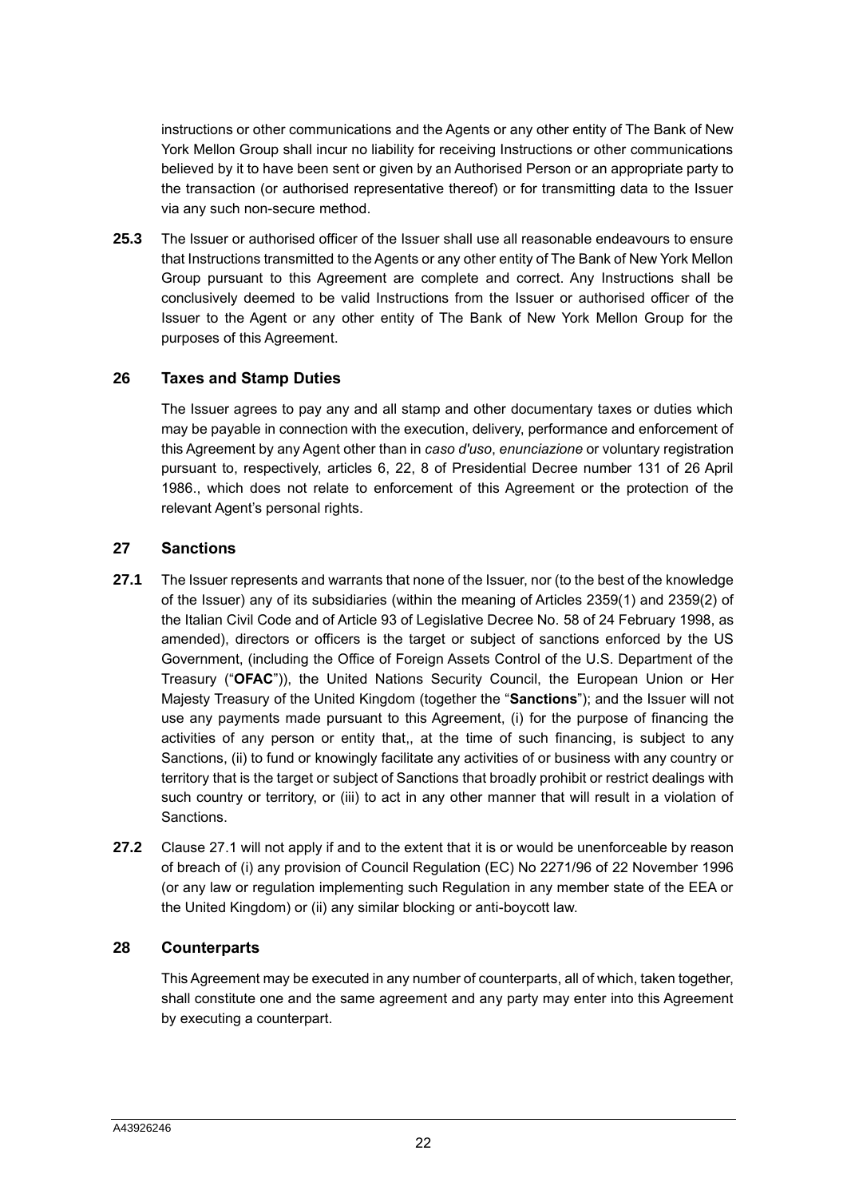instructions or other communications and the Agents or any other entity of The Bank of New York Mellon Group shall incur no liability for receiving Instructions or other communications believed by it to have been sent or given by an Authorised Person or an appropriate party to the transaction (or authorised representative thereof) or for transmitting data to the Issuer via any such non-secure method.

**25.3** The Issuer or authorised officer of the Issuer shall use all reasonable endeavours to ensure that Instructions transmitted to the Agents or any other entity of The Bank of New York Mellon Group pursuant to this Agreement are complete and correct. Any Instructions shall be conclusively deemed to be valid Instructions from the Issuer or authorised officer of the Issuer to the Agent or any other entity of The Bank of New York Mellon Group for the purposes of this Agreement.

## 26 Taxes and Stamp Duties

The Issuer agrees to pay any and all stamp and other documentary taxes or duties which may be payable in connection with the execution, delivery, performance and enforcement of this Agreement by any Agent other than in *caso d'uso*, *enunciazione* or voluntary registration pursuant to, respectively, articles 6, 22, 8 of Presidential Decree number 131 of 26 April 1986., which does not relate to enforcement of this Agreement or the protection of the relevant Agent's personal rights.

## 27 Sanctions

**27.1** The Issuer represents and warrants that none of the Issuer, nor (to the best of the knowledge of the Issuer) any of its subsidiaries (within the meaning of Articles 2359(1) and 2359(2) of the Italian Civil Code and of Article 93 of Legislative Decree No. 58 of 24 February 1998, as amended), directors or officers is the target or subject of sanctions enforced by the US Government, (including the Office of Foreign Assets Control of the U.S. Department of the Treasury ("**OFAC**")), the United Nations Security Council, the European Union or Her Majesty Treasury of the United Kingdom (together the "**Sanctions**"); and the Issuer will not use any payments made pursuant to this Agreement, (i) for the purpose of financing the activities of any person or entity that,, at the time of such financing, is subject to any Sanctions, (ii) to fund or knowingly facilitate any activities of or business with any country or territory that is the target or subject of Sanctions that broadly prohibit or restrict dealings with such country or territory, or (iii) to act in any other manner that will result in a violation of Sanctions.

**27.2** Clause 27.1 will not apply if and to the extent that it is or would be unenforceable by reason of breach of (i) any provision of Council Regulation (EC) No 2271/96 of 22 November 1996 (or any law or regulation implementing such Regulation in any member state of the EEA or the United Kingdom) or (ii) any similar blocking or anti-boycott law.

## 28 Counterparts

This Agreement may be executed in any number of counterparts, all of which, taken together, shall constitute one and the same agreement and any party may enter into this Agreement by executing a counterpart.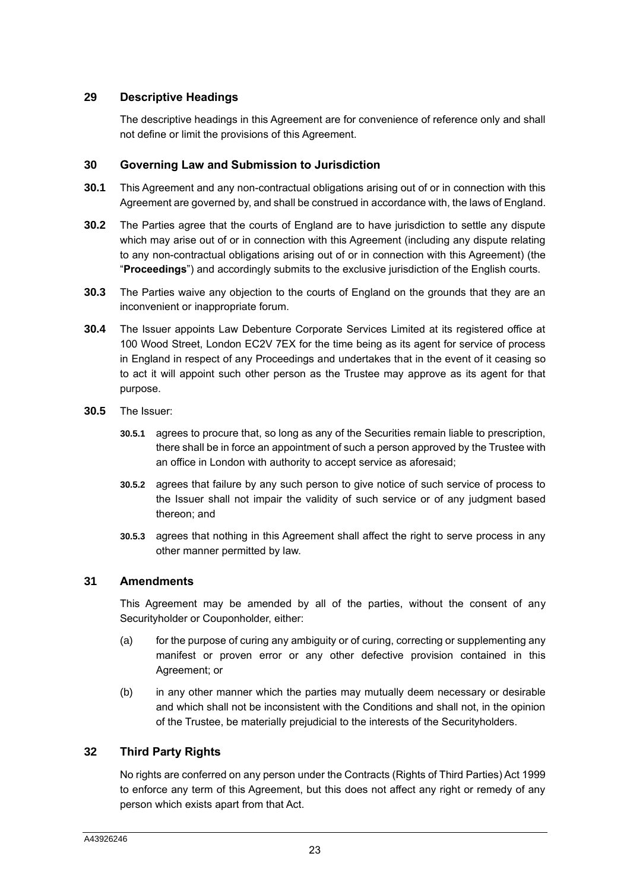## 29 Descriptive Headings

The descriptive headings in this Agreement are for convenience of reference only and shall not define or limit the provisions of this Agreement.

## 30 Governing Law and Submission to Jurisdiction

**30.1** This Agreement and any non-contractual obligations arising out of or in connection with this Agreement are governed by, and shall be construed in accordance with, the laws of England.

**30.2** The Parties agree that the courts of England are to have jurisdiction to settle any dispute which may arise out of or in connection with this Agreement (including any dispute relating to any non-contractual obligations arising out of or in connection with this Agreement) (the "**Proceedings**") and accordingly submits to the exclusive jurisdiction of the English courts.

**30.3** The Parties waive any objection to the courts of England on the grounds that they are an inconvenient or inappropriate forum.

**30.4** The Issuer appoints Law Debenture Corporate Services Limited at its registered office at 100 Wood Street, London EC2V 7EX for the time being as its agent for service of process in England in respect of any Proceedings and undertakes that in the event of it ceasing so to act it will appoint such other person as the Trustee may approve as its agent for that purpose.

**30.5** The Issuer:

**30.5.1** agrees to procure that, so long as any of the Securities remain liable to prescription, there shall be in force an appointment of such a person approved by the Trustee with an office in London with authority to accept service as aforesaid;

**30.5.2** agrees that failure by any such person to give notice of such service of process to the Issuer shall not impair the validity of such service or of any judgment based thereon; and

**30.5.3** agrees that nothing in this Agreement shall affect the right to serve process in any other manner permitted by law.

## 31 Amendments

This Agreement may be amended by all of the parties, without the consent of any Securityholder or Couponholder, either:

(a) for the purpose of curing any ambiguity or of curing, correcting or supplementing any manifest or proven error or any other defective provision contained in this Agreement; or

(b) in any other manner which the parties may mutually deem necessary or desirable and which shall not be inconsistent with the Conditions and shall not, in the opinion of the Trustee, be materially prejudicial to the interests of the Securityholders.

## 32 Third Party Rights

No rights are conferred on any person under the Contracts (Rights of Third Parties) Act 1999 to enforce any term of this Agreement, but this does not affect any right or remedy of any person which exists apart from that Act.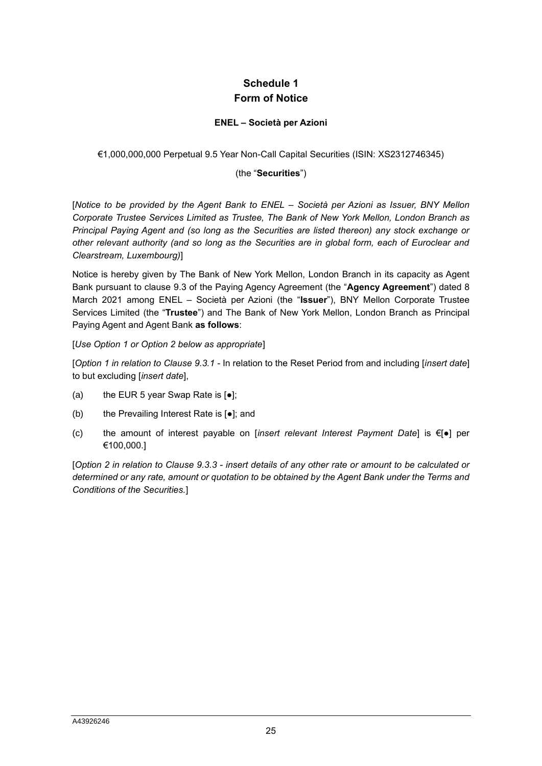# Schedule 1
# Form of Notice

**ENEL – Società per Azioni**

€1,000,000,000 Perpetual 9.5 Year Non-Call Capital Securities (ISIN: XS2312746345)

(the "**Securities**")

[*Notice to be provided by the Agent Bank to ENEL – Società per Azioni as Issuer, BNY Mellon Corporate Trustee Services Limited as Trustee, The Bank of New York Mellon, London Branch as Principal Paying Agent and (so long as the Securities are listed thereon) any stock exchange or other relevant authority (and so long as the Securities are in global form, each of Euroclear and Clearstream, Luxembourg)*]

Notice is hereby given by The Bank of New York Mellon, London Branch in its capacity as Agent Bank pursuant to clause 9.3 of the Paying Agency Agreement (the "**Agency Agreement**") dated 8 March 2021 among ENEL – Società per Azioni (the "**Issuer**"), BNY Mellon Corporate Trustee Services Limited (the "**Trustee**") and The Bank of New York Mellon, London Branch as Principal Paying Agent and Agent Bank **as follows**:

[*Use Option 1 or Option 2 below as appropriate*]

[*Option 1 in relation to Clause 9.3.1* - In relation to the Reset Period from and including [*insert date*] to but excluding [*insert date*],

(a) the EUR 5 year Swap Rate is [●];

(b) the Prevailing Interest Rate is [●]; and

(c) the amount of interest payable on [*insert relevant Interest Payment Date*] is €[●] per €100,000.]

[*Option 2 in relation to Clause 9.3.3 - insert details of any other rate or amount to be calculated or determined or any rate, amount or quotation to be obtained by the Agent Bank under the Terms and Conditions of the Securities.*]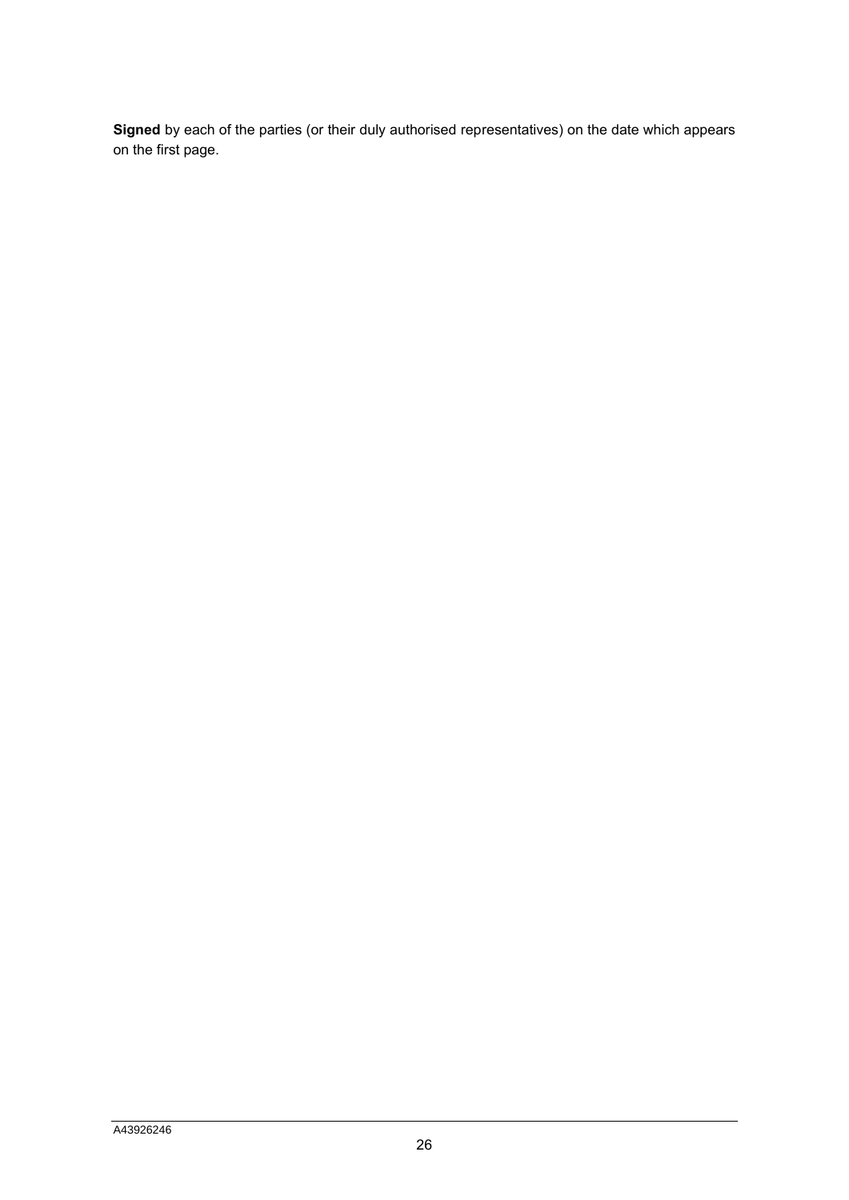**Signed** by each of the parties (or their duly authorised representatives) on the date which appears on the first page.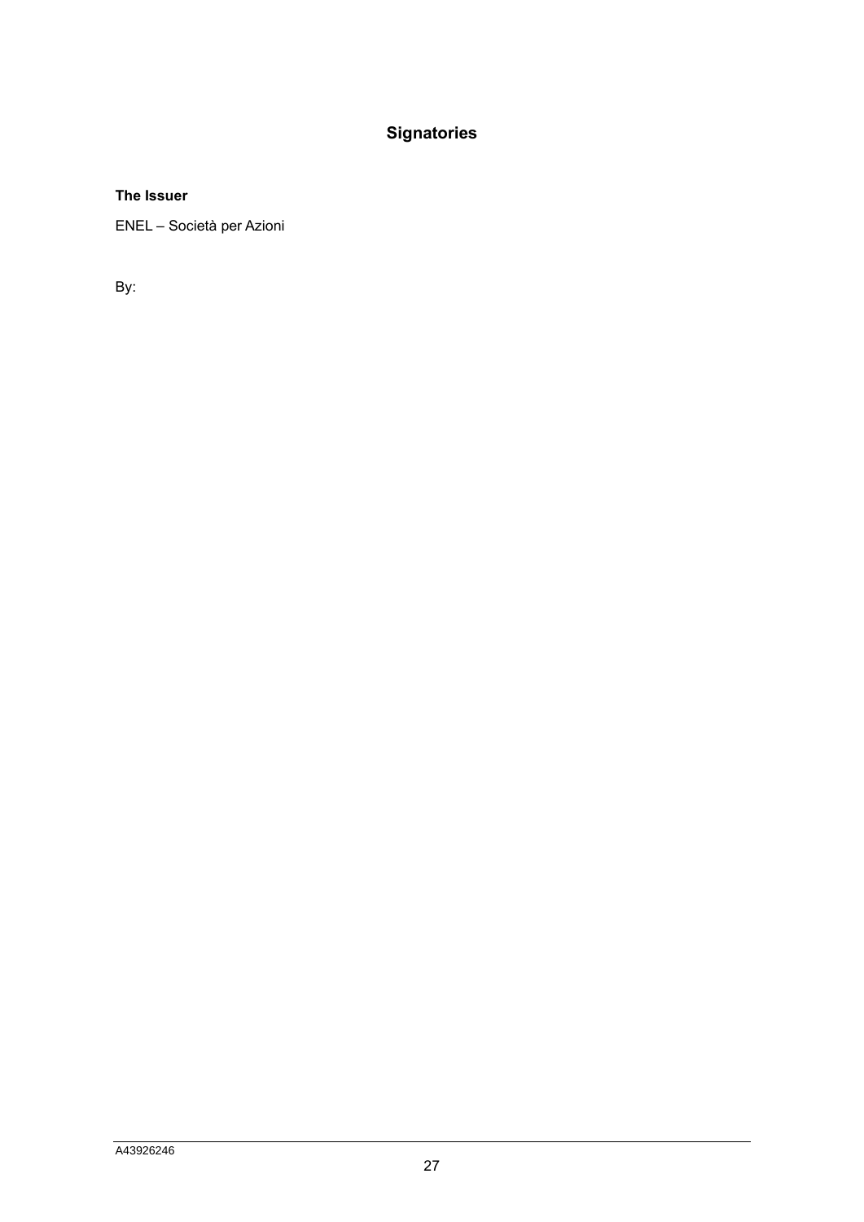## Signatories

**The Issuer**

ENEL – Società per Azioni

By: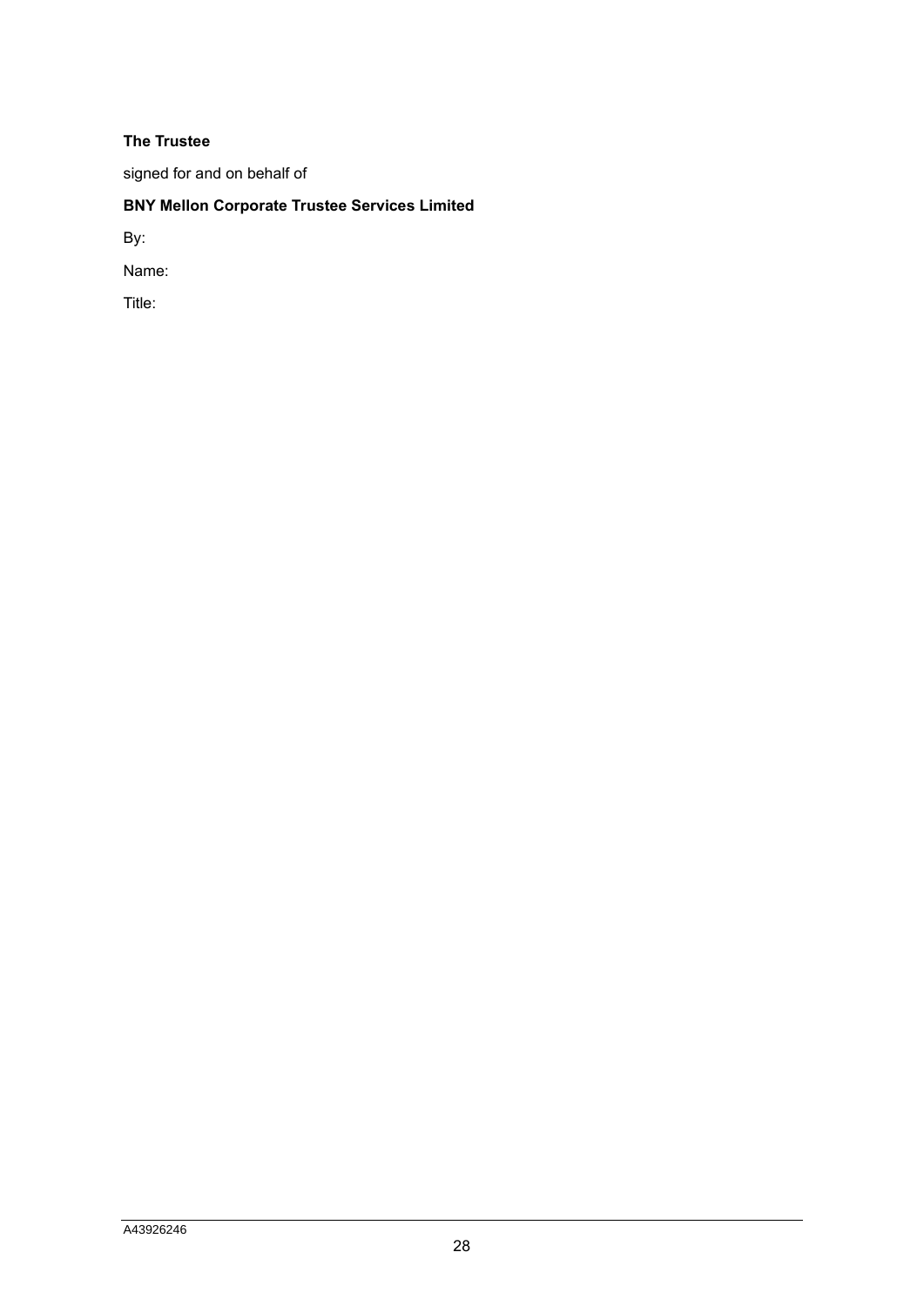**The Trustee**

signed for and on behalf of

**BNY Mellon Corporate Trustee Services Limited**

By:

Name:

Title: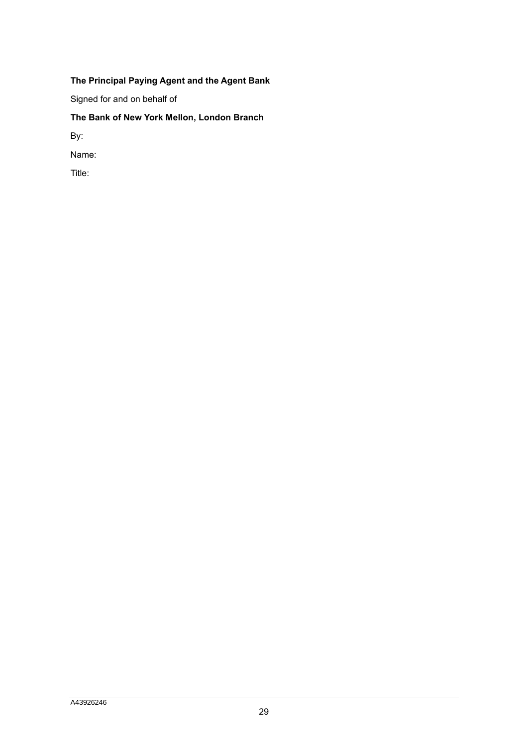**The Principal Paying Agent and the Agent Bank**

Signed for and on behalf of

**The Bank of New York Mellon, London Branch**

By:

Name:

Title: